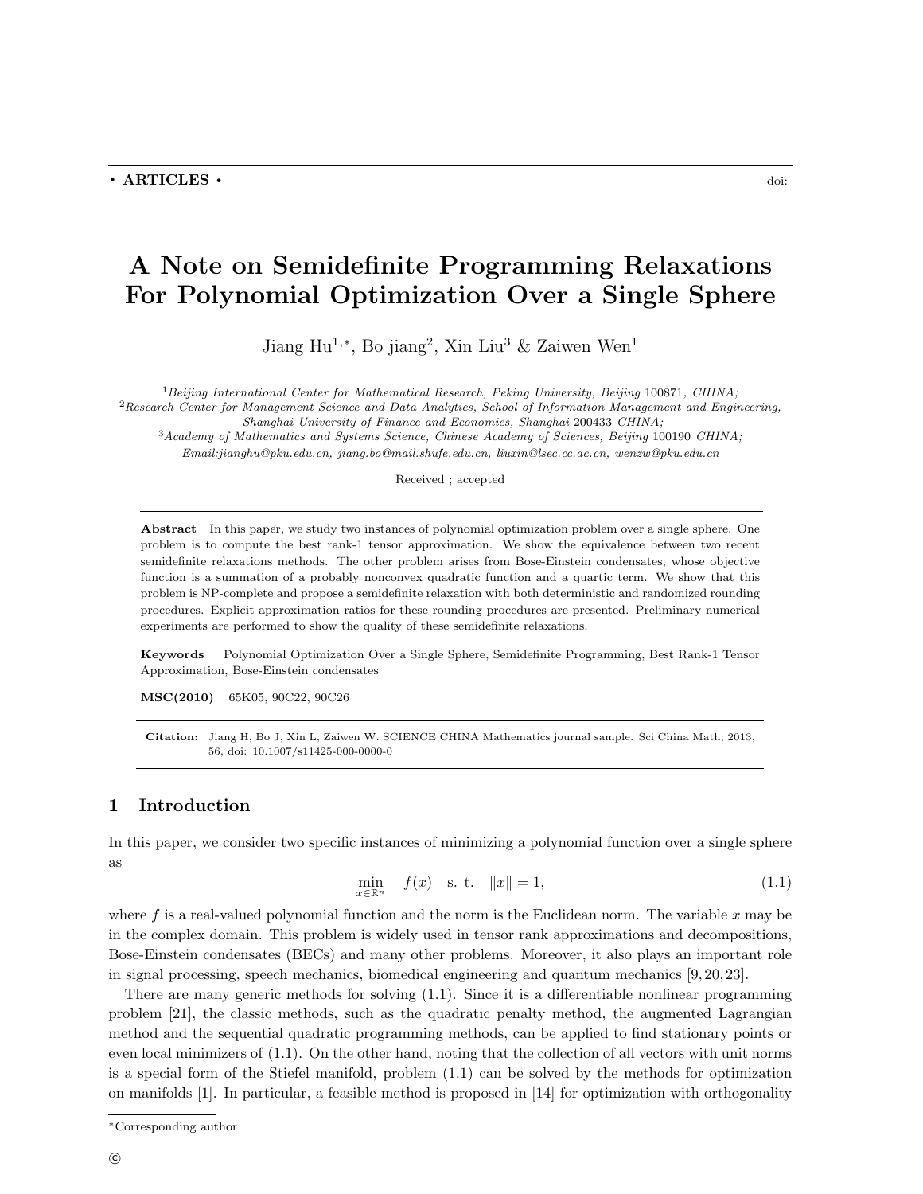• **ARTICLES** •

doi:

# A Note on Semidefinite Programming Relaxations For Polynomial Optimization Over a Single Sphere

Jiang Hu[1,*], Bo jiang[2], Xin Liu[3] & Zaiwen Wen[1]

[1]*Beijing International Center for Mathematical Research, Peking University, Beijing* 100871*, CHINA;*
[2]*Research Center for Management Science and Data Analytics, School of Information Management and Engineering, Shanghai University of Finance and Economics, Shanghai* 200433 *CHINA;*
[3]*Academy of Mathematics and Systems Science, Chinese Academy of Sciences, Beijing* 100190 *CHINA;*
*Email:jianghu@pku.edu.cn, jiang.bo@mail.shufe.edu.cn, liuxin@lsec.cc.ac.cn, wenzw@pku.edu.cn*

Received ; accepted

**Abstract** In this paper, we study two instances of polynomial optimization problem over a single sphere. One problem is to compute the best rank-1 tensor approximation. We show the equivalence between two recent semidefinite relaxations methods. The other problem arises from Bose-Einstein condensates, whose objective function is a summation of a probably nonconvex quadratic function and a quartic term. We show that this problem is NP-complete and propose a semidefinite relaxation with both deterministic and randomized rounding procedures. Explicit approximation ratios for these rounding procedures are presented. Preliminary numerical experiments are performed to show the quality of these semidefinite relaxations.

**Keywords** Polynomial Optimization Over a Single Sphere, Semidefinite Programming, Best Rank-1 Tensor Approximation, Bose-Einstein condensates

**MSC(2010)** 65K05, 90C22, 90C26

**Citation:** Jiang H, Bo J, Xin L, Zaiwen W. SCIENCE CHINA Mathematics journal sample. Sci China Math, 2013, 56, doi: 10.1007/s11425-000-0000-0

## 1 Introduction

In this paper, we consider two specific instances of minimizing a polynomial function over a single sphere as

$$\min_{x \in \mathbb{R}^n} \quad f(x) \quad \text{s. t.} \quad \|x\| = 1, \tag{1.1}$$

where $f$ is a real-valued polynomial function and the norm is the Euclidean norm. The variable $x$ may be in the complex domain. This problem is widely used in tensor rank approximations and decompositions, Bose-Einstein condensates (BECs) and many other problems. Moreover, it also plays an important role in signal processing, speech mechanics, biomedical engineering and quantum mechanics [9, 20, 23].

There are many generic methods for solving (1.1). Since it is a differentiable nonlinear programming problem [21], the classic methods, such as the quadratic penalty method, the augmented Lagrangian method and the sequential quadratic programming methods, can be applied to find stationary points or even local minimizers of (1.1). On the other hand, noting that the collection of all vectors with unit norms is a special form of the Stiefel manifold, problem (1.1) can be solved by the methods for optimization on manifolds [1]. In particular, a feasible method is proposed in [14] for optimization with orthogonality

*Corresponding author

©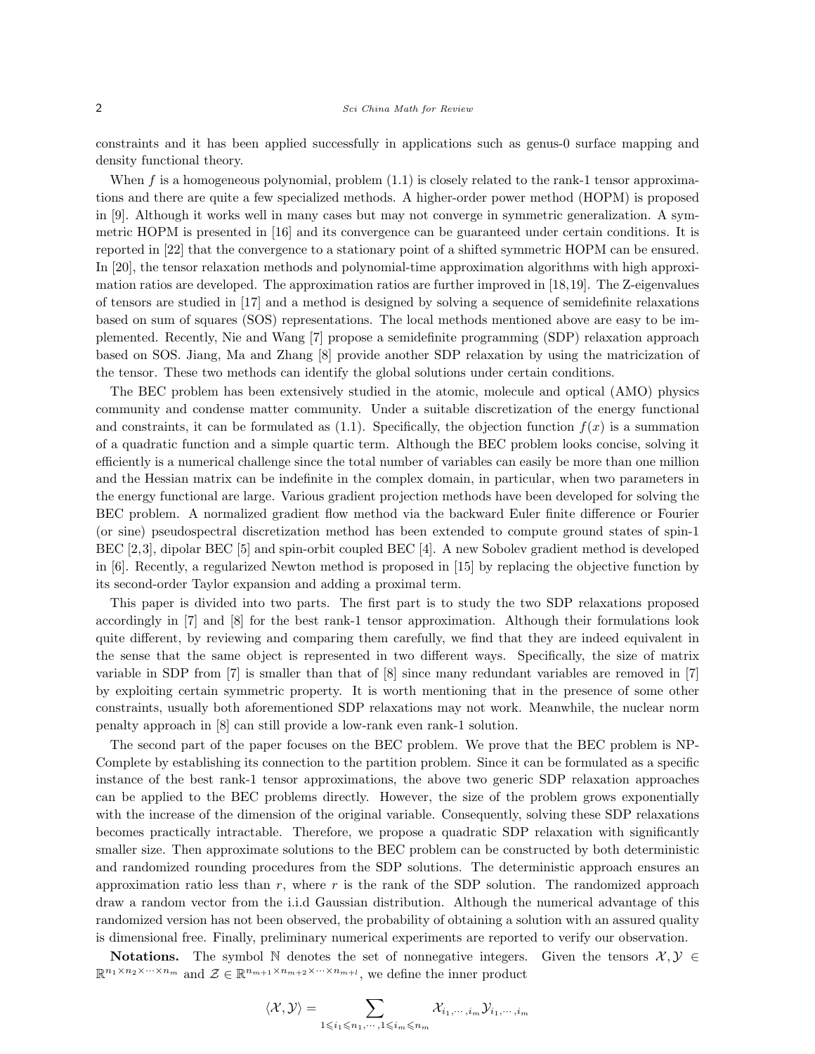constraints and it has been applied successfully in applications such as genus-0 surface mapping and density functional theory.

When $f$ is a homogeneous polynomial, problem (1.1) is closely related to the rank-1 tensor approximations and there are quite a few specialized methods. A higher-order power method (HOPM) is proposed in [9]. Although it works well in many cases but may not converge in symmetric generalization. A symmetric HOPM is presented in [16] and its convergence can be guaranteed under certain conditions. It is reported in [22] that the convergence to a stationary point of a shifted symmetric HOPM can be ensured. In [20], the tensor relaxation methods and polynomial-time approximation algorithms with high approximation ratios are developed. The approximation ratios are further improved in [18,19]. The Z-eigenvalues of tensors are studied in [17] and a method is designed by solving a sequence of semidefinite relaxations based on sum of squares (SOS) representations. The local methods mentioned above are easy to be implemented. Recently, Nie and Wang [7] propose a semidefinite programming (SDP) relaxation approach based on SOS. Jiang, Ma and Zhang [8] provide another SDP relaxation by using the matricization of the tensor. These two methods can identify the global solutions under certain conditions.

The BEC problem has been extensively studied in the atomic, molecule and optical (AMO) physics community and condense matter community. Under a suitable discretization of the energy functional and constraints, it can be formulated as (1.1). Specifically, the objection function $f(x)$ is a summation of a quadratic function and a simple quartic term. Although the BEC problem looks concise, solving it efficiently is a numerical challenge since the total number of variables can easily be more than one million and the Hessian matrix can be indefinite in the complex domain, in particular, when two parameters in the energy functional are large. Various gradient projection methods have been developed for solving the BEC problem. A normalized gradient flow method via the backward Euler finite difference or Fourier (or sine) pseudospectral discretization method has been extended to compute ground states of spin-1 BEC [2,3], dipolar BEC [5] and spin-orbit coupled BEC [4]. A new Sobolev gradient method is developed in [6]. Recently, a regularized Newton method is proposed in [15] by replacing the objective function by its second-order Taylor expansion and adding a proximal term.

This paper is divided into two parts. The first part is to study the two SDP relaxations proposed accordingly in [7] and [8] for the best rank-1 tensor approximation. Although their formulations look quite different, by reviewing and comparing them carefully, we find that they are indeed equivalent in the sense that the same object is represented in two different ways. Specifically, the size of matrix variable in SDP from [7] is smaller than that of [8] since many redundant variables are removed in [7] by exploiting certain symmetric property. It is worth mentioning that in the presence of some other constraints, usually both aforementioned SDP relaxations may not work. Meanwhile, the nuclear norm penalty approach in [8] can still provide a low-rank even rank-1 solution.

The second part of the paper focuses on the BEC problem. We prove that the BEC problem is NP-Complete by establishing its connection to the partition problem. Since it can be formulated as a specific instance of the best rank-1 tensor approximations, the above two generic SDP relaxation approaches can be applied to the BEC problems directly. However, the size of the problem grows exponentially with the increase of the dimension of the original variable. Consequently, solving these SDP relaxations becomes practically intractable. Therefore, we propose a quadratic SDP relaxation with significantly smaller size. Then approximate solutions to the BEC problem can be constructed by both deterministic and randomized rounding procedures from the SDP solutions. The deterministic approach ensures an approximation ratio less than $r$, where $r$ is the rank of the SDP solution. The randomized approach draw a random vector from the i.i.d Gaussian distribution. Although the numerical advantage of this randomized version has not been observed, the probability of obtaining a solution with an assured quality is dimensional free. Finally, preliminary numerical experiments are reported to verify our observation.

**Notations.** The symbol $\mathbb{N}$ denotes the set of nonnegative integers. Given the tensors $\mathcal{X}, \mathcal{Y} \in \mathbb{R}^{n_1 \times n_2 \times \cdots \times n_m}$ and $\mathcal{Z} \in \mathbb{R}^{n_{m+1} \times n_{m+2} \times \cdots \times n_{m+l}}$, we define the inner product

$$\langle \mathcal{X}, \mathcal{Y} \rangle = \sum_{1 \leqslant i_1 \leqslant n_1, \cdots, 1 \leqslant i_m \leqslant n_m} \mathcal{X}_{i_1, \cdots, i_m} \mathcal{Y}_{i_1, \cdots, i_m}$$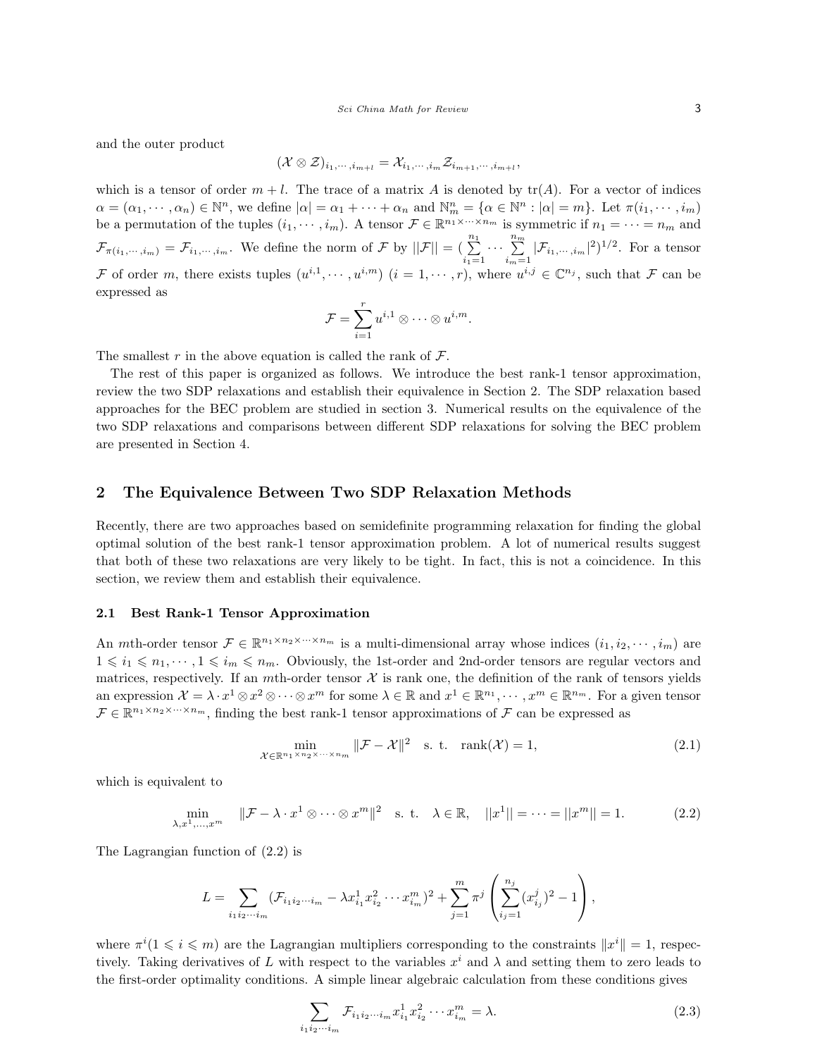and the outer product

$$(\mathcal{X} \otimes \mathcal{Z})_{i_1,\cdots,i_{m+l}} = \mathcal{X}_{i_1,\cdots,i_m} \mathcal{Z}_{i_{m+1},\cdots,i_{m+l}},$$

which is a tensor of order $m + l$. The trace of a matrix $A$ is denoted by $\text{tr}(A)$. For a vector of indices $\alpha = (\alpha_1, \cdots, \alpha_n) \in \mathbb{N}^n$, we define $|\alpha| = \alpha_1 + \cdots + \alpha_n$ and $\mathbb{N}^n_m = \{\alpha \in \mathbb{N}^n : |\alpha| = m\}$. Let $\pi(i_1, \cdots, i_m)$ be a permutation of the tuples $(i_1, \cdots, i_m)$. A tensor $\mathcal{F} \in \mathbb{R}^{n_1 \times \cdots \times n_m}$ is symmetric if $n_1 = \cdots = n_m$ and $\mathcal{F}_{\pi(i_1,\cdots,i_m)} = \mathcal{F}_{i_1,\cdots,i_m}$. We define the norm of $\mathcal{F}$ by $||\mathcal{F}|| = (\sum\limits_{i_1=1}^{n_1} \cdots \sum\limits_{i_m=1}^{n_m} |\mathcal{F}_{i_1,\cdots,i_m}|^2)^{1/2}$. For a tensor $\mathcal{F}$ of order $m$, there exists tuples $(u^{i,1}, \cdots, u^{i,m})$ $(i = 1, \cdots, r)$, where $u^{i,j} \in \mathbb{C}^{n_j}$, such that $\mathcal{F}$ can be expressed as

$$\mathcal{F} = \sum_{i=1}^{r} u^{i,1} \otimes \cdots \otimes u^{i,m}.$$

The smallest $r$ in the above equation is called the rank of $\mathcal{F}$.

The rest of this paper is organized as follows. We introduce the best rank-1 tensor approximation, review the two SDP relaxations and establish their equivalence in Section 2. The SDP relaxation based approaches for the BEC problem are studied in section 3. Numerical results on the equivalence of the two SDP relaxations and comparisons between different SDP relaxations for solving the BEC problem are presented in Section 4.

## 2 The Equivalence Between Two SDP Relaxation Methods

Recently, there are two approaches based on semidefinite programming relaxation for finding the global optimal solution of the best rank-1 tensor approximation problem. A lot of numerical results suggest that both of these two relaxations are very likely to be tight. In fact, this is not a coincidence. In this section, we review them and establish their equivalence.

### 2.1 Best Rank-1 Tensor Approximation

An $m$th-order tensor $\mathcal{F} \in \mathbb{R}^{n_1 \times n_2 \times \cdots \times n_m}$ is a multi-dimensional array whose indices $(i_1, i_2, \cdots, i_m)$ are $1 \leqslant i_1 \leqslant n_1, \cdots, 1 \leqslant i_m \leqslant n_m$. Obviously, the 1st-order and 2nd-order tensors are regular vectors and matrices, respectively. If an $m$th-order tensor $\mathcal{X}$ is rank one, the definition of the rank of tensors yields an expression $\mathcal{X} = \lambda \cdot x^1 \otimes x^2 \otimes \cdots \otimes x^m$ for some $\lambda \in \mathbb{R}$ and $x^1 \in \mathbb{R}^{n_1}, \cdots, x^m \in \mathbb{R}^{n_m}$. For a given tensor $\mathcal{F} \in \mathbb{R}^{n_1 \times n_2 \times \cdots \times n_m}$, finding the best rank-1 tensor approximations of $\mathcal{F}$ can be expressed as

$$\min_{\mathcal{X} \in \mathbb{R}^{n_1 \times n_2 \times \cdots \times n_m}} \|\mathcal{F} - \mathcal{X}\|^2 \quad \text{s. t.} \quad \text{rank}(\mathcal{X}) = 1, \tag{2.1}$$

which is equivalent to

$$\min_{\lambda, x^1, \ldots, x^m} \quad \|\mathcal{F} - \lambda \cdot x^1 \otimes \cdots \otimes x^m\|^2 \quad \text{s. t.} \quad \lambda \in \mathbb{R}, \quad ||x^1|| = \cdots = ||x^m|| = 1. \tag{2.2}$$

The Lagrangian function of (2.2) is

$$L = \sum_{i_1 i_2 \cdots i_m} (\mathcal{F}_{i_1 i_2 \cdots i_m} - \lambda x^1_{i_1} x^2_{i_2} \cdots x^m_{i_m})^2 + \sum_{j=1}^{m} \pi^j \left( \sum_{i_j=1}^{n_j} (x^j_{i_j})^2 - 1 \right),$$

where $\pi^i (1 \leqslant i \leqslant m)$ are the Lagrangian multipliers corresponding to the constraints $\|x^i\| = 1$, respectively. Taking derivatives of $L$ with respect to the variables $x^i$ and $\lambda$ and setting them to zero leads to the first-order optimality conditions. A simple linear algebraic calculation from these conditions gives

$$\sum_{i_1 i_2 \cdots i_m} \mathcal{F}_{i_1 i_2 \cdots i_m} x^1_{i_1} x^2_{i_2} \cdots x^m_{i_m} = \lambda. \tag{2.3}$$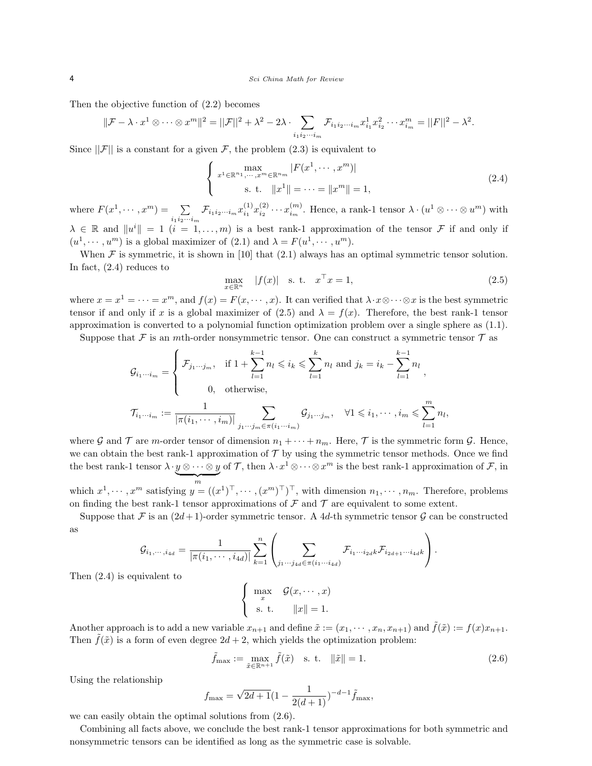Then the objective function of (2.2) becomes

$$\|\mathcal{F} - \lambda \cdot x^1 \otimes \cdots \otimes x^m\|^2 = ||\mathcal{F}||^2 + \lambda^2 - 2\lambda \cdot \sum_{i_1 i_2 \cdots i_m} \mathcal{F}_{i_1 i_2 \cdots i_m} x^1_{i_1} x^2_{i_2} \cdots x^m_{i_m} = ||F||^2 - \lambda^2.$$

Since $||\mathcal{F}||$ is a constant for a given $\mathcal{F}$, the problem (2.3) is equivalent to

$$\begin{cases} \max\limits_{x^1 \in \mathbb{R}^{n_1}, \cdots, x^m \in \mathbb{R}^{n_m}} |F(x^1, \cdots, x^m)| \\ \quad \text{s. t.} \quad \|x^1\| = \cdots = \|x^m\| = 1, \end{cases} \tag{2.4}$$

where $F(x^1, \cdots, x^m) = \sum\limits_{i_1 i_2 \cdots i_m} \mathcal{F}_{i_1 i_2 \cdots i_m} x^{(1)}_{i_1} x^{(2)}_{i_2} \cdots x^{(m)}_{i_m}$. Hence, a rank-1 tensor $\lambda \cdot (u^1 \otimes \cdots \otimes u^m)$ with $\lambda \in \mathbb{R}$ and $\|u^i\| = 1$ $(i = 1, \ldots, m)$ is a best rank-1 approximation of the tensor $\mathcal{F}$ if and only if $(u^1, \cdots, u^m)$ is a global maximizer of (2.1) and $\lambda = F(u^1, \cdots, u^m)$.

When $\mathcal{F}$ is symmetric, it is shown in [10] that (2.1) always has an optimal symmetric tensor solution. In fact, (2.4) reduces to

$$\max_{x \in \mathbb{R}^n} \quad |f(x)| \quad \text{s. t.} \quad x^\top x = 1, \tag{2.5}$$

where $x = x^1 = \cdots = x^m$, and $f(x) = F(x, \cdots, x)$. It can verified that $\lambda \cdot x \otimes \cdots \otimes x$ is the best symmetric tensor if and only if $x$ is a global maximizer of (2.5) and $\lambda = f(x)$. Therefore, the best rank-1 tensor approximation is converted to a polynomial function optimization problem over a single sphere as (1.1).

Suppose that $\mathcal{F}$ is an $m$th-order nonsymmetric tensor. One can construct a symmetric tensor $\mathcal{T}$ as

$$\mathcal{G}_{i_1 \cdots i_m} = \begin{cases} \mathcal{F}_{j_1 \cdots j_m}, & \text{if } 1 + \sum\limits_{l=1}^{k-1} n_l \leqslant i_k \leqslant \sum\limits_{l=1}^{k} n_l \text{ and } j_k = i_k - \sum\limits_{l=1}^{k-1} n_l \\ 0, & \text{otherwise,} \end{cases},$$

$$\mathcal{T}_{i_1 \cdots i_m} := \frac{1}{|\pi(i_1, \cdots, i_m)|} \sum_{j_1 \cdots j_m \in \pi(i_1 \cdots i_m)} \mathcal{G}_{j_1 \cdots j_m}, \quad \forall 1 \leqslant i_1, \cdots, i_m \leqslant \sum_{l=1}^{m} n_l,$$

where $\mathcal{G}$ and $\mathcal{T}$ are $m$-order tensor of dimension $n_1 + \cdots + n_m$. Here, $\mathcal{T}$ is the symmetric form $\mathcal{G}$. Hence, we can obtain the best rank-1 approximation of $\mathcal{T}$ by using the symmetric tensor methods. Once we find the best rank-1 tensor $\lambda \cdot \underbrace{y \otimes \cdots \otimes y}_{m}$ of $\mathcal{T}$, then $\lambda \cdot x^1 \otimes \cdots \otimes x^m$ is the best rank-1 approximation of $\mathcal{F}$, in which $x^1, \cdots, x^m$ satisfying $y = ((x^1)^\top, \cdots, (x^m)^\top)^\top$, with dimension $n_1, \cdots, n_m$. Therefore, problems on finding the best rank-1 tensor approximations of $\mathcal{F}$ and $\mathcal{T}$ are equivalent to some extent.

Suppose that $\mathcal{F}$ is an $(2d+1)$-order symmetric tensor. A $4d$-th symmetric tensor $\mathcal{G}$ can be constructed as

$$\mathcal{G}_{i_1, \cdots, i_{4d}} = \frac{1}{|\pi(i_1, \cdots, i_{4d})|} \sum_{k=1}^{n} \left( \sum_{j_1 \cdots j_{4d} \in \pi(i_1 \cdots i_{4d})} \mathcal{F}_{i_1 \cdots i_{2d} k} \mathcal{F}_{i_{2d+1} \cdots i_{4d} k} \right).$$

Then (2.4) is equivalent to

$$\begin{cases} \max\limits_{x} \quad \mathcal{G}(x, \cdots, x) \\ \text{s. t.} \quad\quad \|x\| = 1. \end{cases}$$

Another approach is to add a new variable $x_{n+1}$ and define $\tilde{x} := (x_1, \cdots, x_n, x_{n+1})$ and $\tilde{f}(\tilde{x}) := f(x) x_{n+1}$. Then $\tilde{f}(\tilde{x})$ is a form of even degree $2d + 2$, which yields the optimization problem:

$$\tilde{f}_{\max} := \max_{\tilde{x} \in \mathbb{R}^{n+1}} \tilde{f}(\tilde{x}) \quad \text{s. t.} \quad \|\tilde{x}\| = 1. \tag{2.6}$$

Using the relationship

$$f_{\max} = \sqrt{2d+1} \left(1 - \frac{1}{2(d+1)}\right)^{-d-1} \tilde{f}_{\max},$$

we can easily obtain the optimal solutions from (2.6).

Combining all facts above, we conclude the best rank-1 tensor approximations for both symmetric and nonsymmetric tensors can be identified as long as the symmetric case is solvable.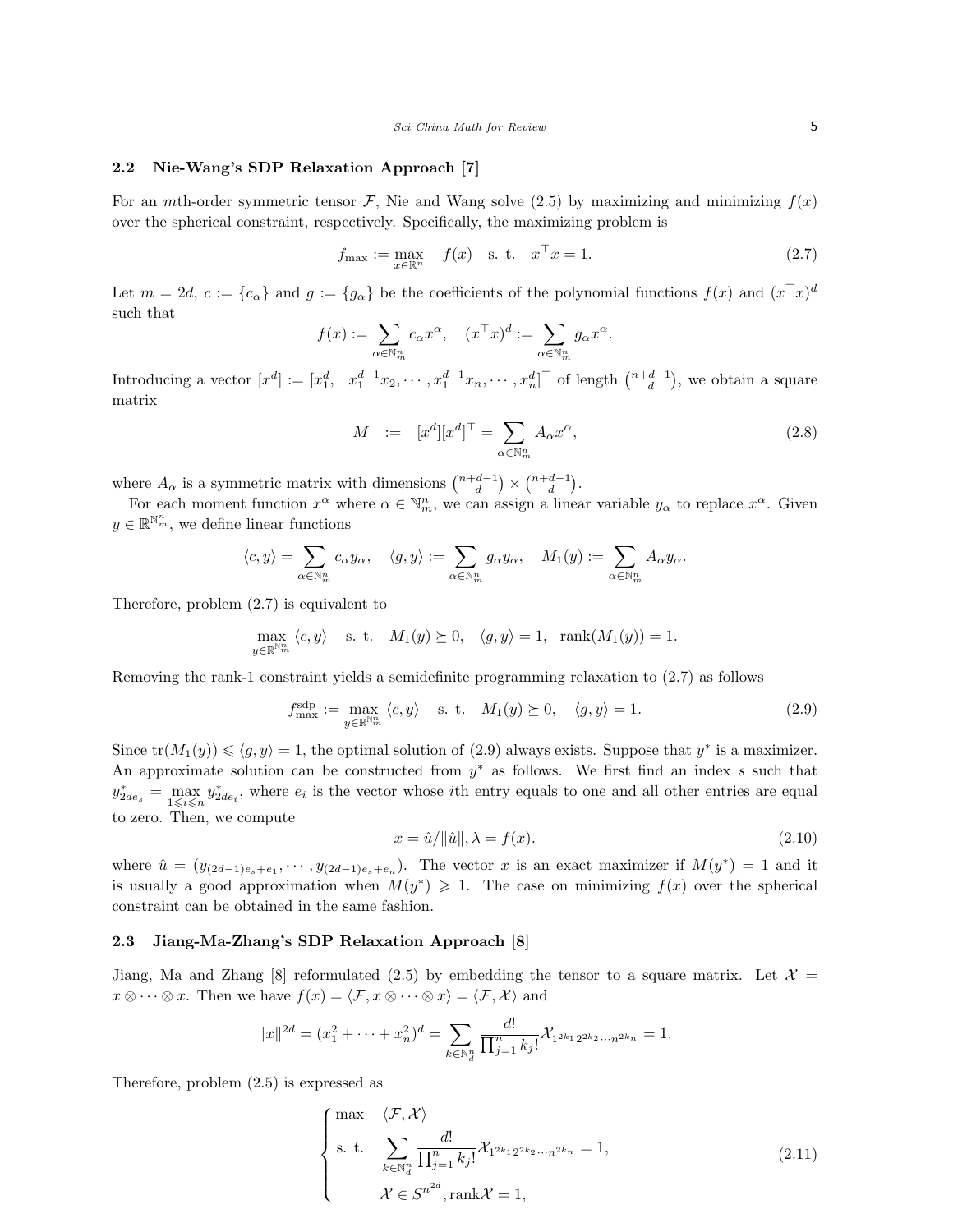### 2.2 Nie-Wang's SDP Relaxation Approach [7]

For an $m$th-order symmetric tensor $\mathcal{F}$, Nie and Wang solve (2.5) by maximizing and minimizing $f(x)$ over the spherical constraint, respectively. Specifically, the maximizing problem is

$$f_{\max} := \max_{x\in\mathbb{R}^n} \quad f(x) \quad \text{s. t.} \quad x^\top x = 1. \tag{2.7}$$

Let $m = 2d$, $c := \{c_\alpha\}$ and $g := \{g_\alpha\}$ be the coefficients of the polynomial functions $f(x)$ and $(x^\top x)^d$ such that

$$f(x) := \sum_{\alpha\in\mathbb{N}^n_m} c_\alpha x^\alpha, \quad (x^\top x)^d := \sum_{\alpha\in\mathbb{N}^n_m} g_\alpha x^\alpha.$$

Introducing a vector $[x^d] := [x_1^d, \ \ x_1^{d-1}x_2, \cdots, x_1^{d-1}x_n, \cdots, x_n^d]^\top$ of length $\binom{n+d-1}{d}$, we obtain a square matrix

$$M \ := \ [x^d][x^d]^\top = \sum_{\alpha\in\mathbb{N}^n_m} A_\alpha x^\alpha, \tag{2.8}$$

where $A_\alpha$ is a symmetric matrix with dimensions $\binom{n+d-1}{d} \times \binom{n+d-1}{d}$.

For each moment function $x^\alpha$ where $\alpha\in\mathbb{N}^n_m$, we can assign a linear variable $y_\alpha$ to replace $x^\alpha$. Given $y\in\mathbb{R}^{\mathbb{N}^n_m}$, we define linear functions

$$\langle c, y\rangle = \sum_{\alpha\in\mathbb{N}^n_m} c_\alpha y_\alpha, \quad \langle g, y\rangle := \sum_{\alpha\in\mathbb{N}^n_m} g_\alpha y_\alpha, \quad M_1(y) := \sum_{\alpha\in\mathbb{N}^n_m} A_\alpha y_\alpha.$$

Therefore, problem (2.7) is equivalent to

$$\max_{y\in\mathbb{R}^{\mathbb{N}^n_m}} \langle c, y\rangle \quad \text{s. t.} \quad M_1(y) \succeq 0, \quad \langle g, y\rangle = 1, \quad \operatorname{rank}(M_1(y)) = 1.$$

Removing the rank-1 constraint yields a semidefinite programming relaxation to (2.7) as follows

$$f^{\text{sdp}}_{\max} := \max_{y\in\mathbb{R}^{\mathbb{N}^n_m}} \langle c, y\rangle \quad \text{s. t.} \quad M_1(y) \succeq 0, \quad \langle g, y\rangle = 1. \tag{2.9}$$

Since $\operatorname{tr}(M_1(y)) \leqslant \langle g, y\rangle = 1$, the optimal solution of (2.9) always exists. Suppose that $y^*$ is a maximizer. An approximate solution can be constructed from $y^*$ as follows. We first find an index $s$ such that $y^*_{2de_s} = \max\limits_{1\leqslant i\leqslant n} y^*_{2de_i}$, where $e_i$ is the vector whose $i$th entry equals to one and all other entries are equal to zero. Then, we compute

$$x = \hat{u}/\|\hat{u}\|, \lambda = f(x). \tag{2.10}$$

where $\hat{u} = (y_{(2d-1)e_s+e_1}, \cdots, y_{(2d-1)e_s+e_n})$. The vector $x$ is an exact maximizer if $M(y^*) = 1$ and it is usually a good approximation when $M(y^*) \geqslant 1$. The case on minimizing $f(x)$ over the spherical constraint can be obtained in the same fashion.

### 2.3 Jiang-Ma-Zhang's SDP Relaxation Approach [8]

Jiang, Ma and Zhang [8] reformulated (2.5) by embedding the tensor to a square matrix. Let $\mathcal{X} = x\otimes\cdots\otimes x$. Then we have $f(x) = \langle \mathcal{F}, x\otimes\cdots\otimes x\rangle = \langle \mathcal{F}, \mathcal{X}\rangle$ and

$$\|x\|^{2d} = (x_1^2 + \cdots + x_n^2)^d = \sum_{k\in\mathbb{N}^n_d} \frac{d!}{\prod_{j=1}^n k_j!} \mathcal{X}_{1^{2k_1}2^{2k_2}\cdots n^{2k_n}} = 1.$$

Therefore, problem (2.5) is expressed as

$$\begin{cases} \max & \langle \mathcal{F}, \mathcal{X}\rangle \\ \text{s. t.} & \displaystyle\sum_{k\in\mathbb{N}^n_d} \frac{d!}{\prod_{j=1}^n k_j!} \mathcal{X}_{1^{2k_1}2^{2k_2}\cdots n^{2k_n}} = 1, \\ & \mathcal{X}\in S^{n^{2d}}, \operatorname{rank}\mathcal{X} = 1, \end{cases} \tag{2.11}$$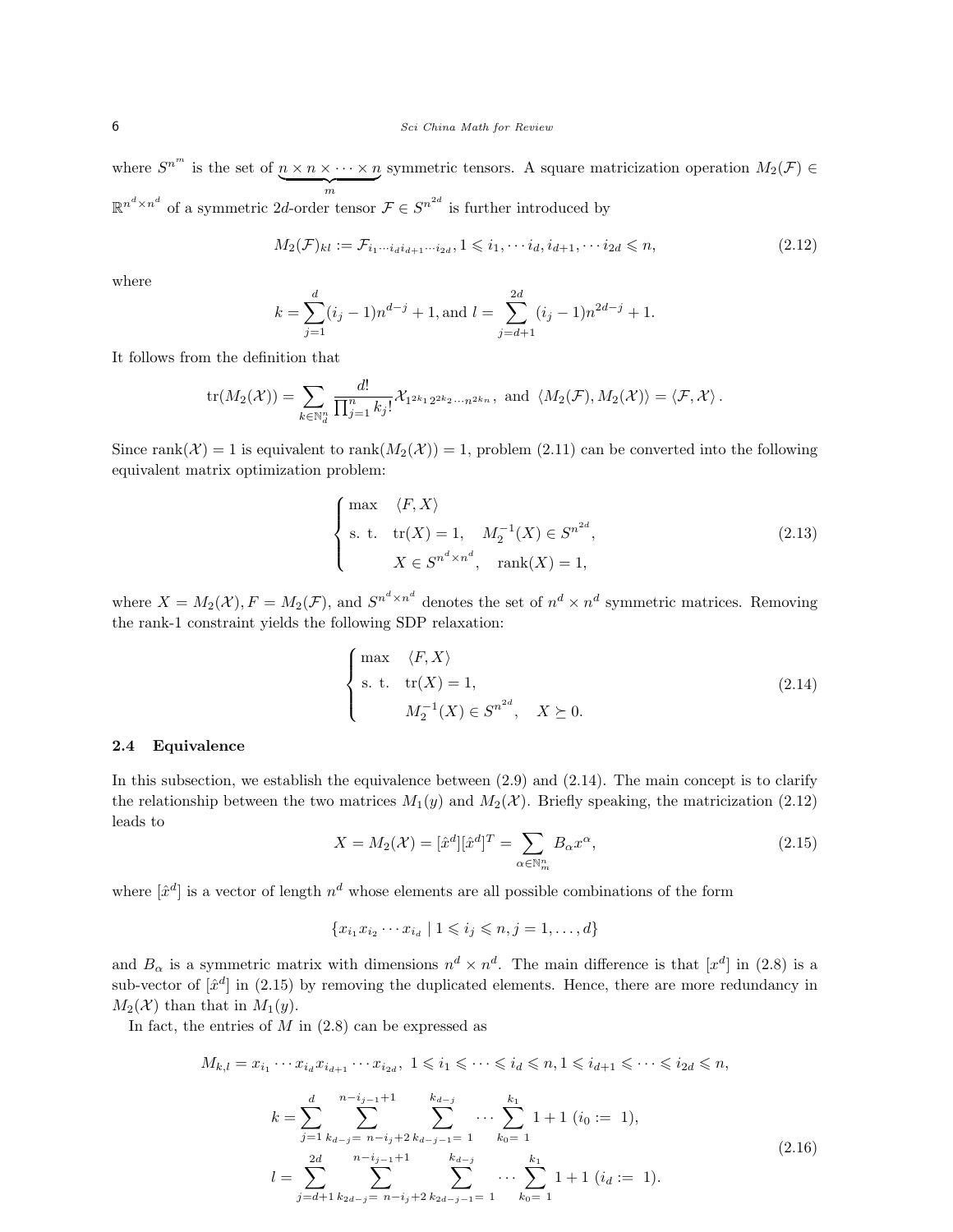where $S^{n^m}$ is the set of $\underbrace{n \times n \times \cdots \times n}_{m}$ symmetric tensors. A square matricization operation $M_2(\mathcal{F}) \in \mathbb{R}^{n^d \times n^d}$ of a symmetric $2d$-order tensor $\mathcal{F} \in S^{n^{2d}}$ is further introduced by

$$M_2(\mathcal{F})_{kl} := \mathcal{F}_{i_1 \cdots i_d i_{d+1} \cdots i_{2d}}, 1 \leqslant i_1, \cdots i_d, i_{d+1}, \cdots i_{2d} \leqslant n, \tag{2.12}$$

where

$$k = \sum_{j=1}^{d} (i_j - 1)n^{d-j} + 1, \text{and } l = \sum_{j=d+1}^{2d} (i_j - 1)n^{2d-j} + 1.$$

It follows from the definition that

$$\operatorname{tr}(M_2(\mathcal{X})) = \sum_{k \in \mathbb{N}_d^n} \frac{d!}{\prod_{j=1}^{n} k_j!} \mathcal{X}_{1^{2k_1} 2^{2k_2} \cdots n^{2k_n}}, \text{ and } \langle M_2(\mathcal{F}), M_2(\mathcal{X}) \rangle = \langle \mathcal{F}, \mathcal{X} \rangle.$$

Since $\operatorname{rank}(\mathcal{X}) = 1$ is equivalent to $\operatorname{rank}(M_2(\mathcal{X})) = 1$, problem (2.11) can be converted into the following equivalent matrix optimization problem:

$$\begin{cases} \max & \langle F, X \rangle \\ \text{s. t.} & \operatorname{tr}(X) = 1, \quad M_2^{-1}(X) \in S^{n^{2d}}, \\ & X \in S^{n^d \times n^d}, \quad \operatorname{rank}(X) = 1, \end{cases} \tag{2.13}$$

where $X = M_2(\mathcal{X}), F = M_2(\mathcal{F})$, and $S^{n^d \times n^d}$ denotes the set of $n^d \times n^d$ symmetric matrices. Removing the rank-1 constraint yields the following SDP relaxation:

$$\begin{cases} \max & \langle F, X \rangle \\ \text{s. t.} & \operatorname{tr}(X) = 1, \\ & M_2^{-1}(X) \in S^{n^{2d}}, \quad X \succeq 0. \end{cases} \tag{2.14}$$

### 2.4 Equivalence

In this subsection, we establish the equivalence between (2.9) and (2.14). The main concept is to clarify the relationship between the two matrices $M_1(y)$ and $M_2(\mathcal{X})$. Briefly speaking, the matricization (2.12) leads to

$$X = M_2(\mathcal{X}) = [\hat{x}^d][\hat{x}^d]^T = \sum_{\alpha \in \mathbb{N}_m^n} B_\alpha x^\alpha, \tag{2.15}$$

where $[\hat{x}^d]$ is a vector of length $n^d$ whose elements are all possible combinations of the form

$$\{x_{i_1} x_{i_2} \cdots x_{i_d} \mid 1 \leqslant i_j \leqslant n, j = 1, \ldots, d\}$$

and $B_\alpha$ is a symmetric matrix with dimensions $n^d \times n^d$. The main difference is that $[x^d]$ in (2.8) is a sub-vector of $[\hat{x}^d]$ in (2.15) by removing the duplicated elements. Hence, there are more redundancy in $M_2(\mathcal{X})$ than that in $M_1(y)$.

In fact, the entries of $M$ in (2.8) can be expressed as

$$\begin{aligned} M_{k,l} &= x_{i_1} \cdots x_{i_d} x_{i_{d+1}} \cdots x_{i_{2d}}, \ 1 \leqslant i_1 \leqslant \cdots \leqslant i_d \leqslant n, 1 \leqslant i_{d+1} \leqslant \cdots \leqslant i_{2d} \leqslant n, \\ k &= \sum_{j=1}^{d} \sum_{k_{d-j} = n - i_j + 2}^{n - i_{j-1} + 1} \sum_{k_{d-j-1} = 1}^{k_{d-j}} \cdots \sum_{k_0 = 1}^{k_1} 1 + 1 \ (i_0 := 1), \\ l &= \sum_{j=d+1}^{2d} \sum_{k_{2d-j} = n - i_j + 2}^{n - i_{j-1} + 1} \sum_{k_{2d-j-1} = 1}^{k_{d-j}} \cdots \sum_{k_0 = 1}^{k_1} 1 + 1 \ (i_d := 1). \end{aligned} \tag{2.16}$$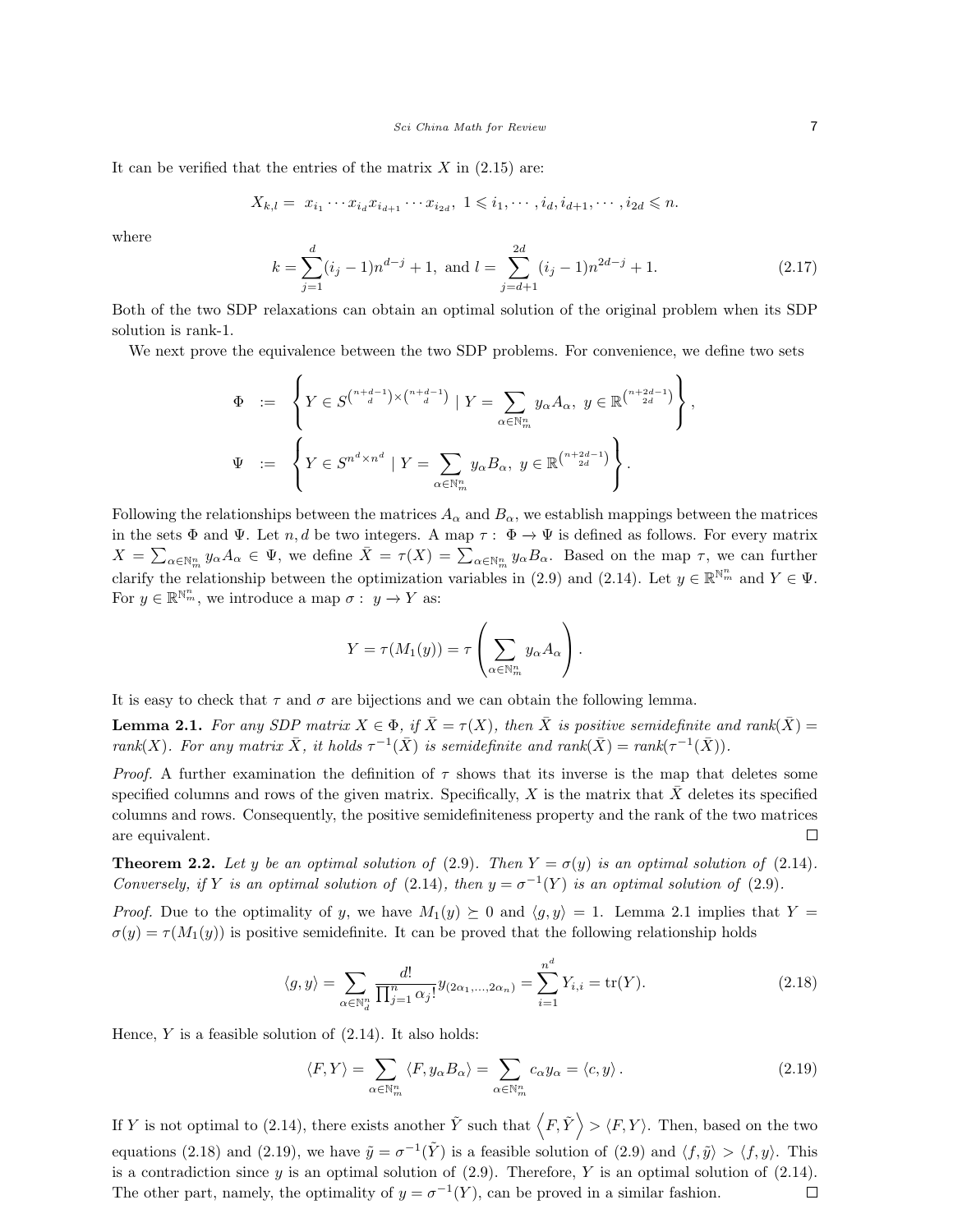It can be verified that the entries of the matrix $X$ in (2.15) are:

$$X_{k,l} = x_{i_1} \cdots x_{i_d} x_{i_{d+1}} \cdots x_{i_{2d}}, \ 1 \leqslant i_1, \cdots, i_d, i_{d+1}, \cdots, i_{2d} \leqslant n.$$

where

$$k = \sum_{j=1}^{d} (i_j - 1) n^{d-j} + 1, \text{ and } l = \sum_{j=d+1}^{2d} (i_j - 1) n^{2d-j} + 1. \tag{2.17}$$

Both of the two SDP relaxations can obtain an optimal solution of the original problem when its SDP solution is rank-1.

We next prove the equivalence between the two SDP problems. For convenience, we define two sets

$$\Phi := \left\{ Y \in S^{\binom{n+d-1}{d} \times \binom{n+d-1}{d}} \mid Y = \sum_{\alpha \in \mathbb{N}_m^n} y_\alpha A_\alpha, \ y \in \mathbb{R}^{\binom{n+2d-1}{2d}} \right\},$$

$$\Psi := \left\{ Y \in S^{n^d \times n^d} \mid Y = \sum_{\alpha \in \mathbb{N}_m^n} y_\alpha B_\alpha, \ y \in \mathbb{R}^{\binom{n+2d-1}{2d}} \right\}.$$

Following the relationships between the matrices $A_\alpha$ and $B_\alpha$, we establish mappings between the matrices in the sets $\Phi$ and $\Psi$. Let $n, d$ be two integers. A map $\tau: \ \Phi \to \Psi$ is defined as follows. For every matrix $X = \sum_{\alpha \in \mathbb{N}_m^n} y_\alpha A_\alpha \in \Psi$, we define $\bar{X} = \tau(X) = \sum_{\alpha \in \mathbb{N}_m^n} y_\alpha B_\alpha$. Based on the map $\tau$, we can further clarify the relationship between the optimization variables in (2.9) and (2.14). Let $y \in \mathbb{R}^{\mathbb{N}_m^n}$ and $Y \in \Psi$. For $y \in \mathbb{R}^{\mathbb{N}_m^n}$, we introduce a map $\sigma: \ y \to Y$ as:

$$Y = \tau(M_1(y)) = \tau\left( \sum_{\alpha \in \mathbb{N}_m^n} y_\alpha A_\alpha \right).$$

It is easy to check that $\tau$ and $\sigma$ are bijections and we can obtain the following lemma.

**Lemma 2.1.** *For any SDP matrix $X \in \Phi$, if $\bar{X} = \tau(X)$, then $\bar{X}$ is positive semidefinite and rank($\bar{X}$) = rank($X$). For any matrix $\bar{X}$, it holds $\tau^{-1}(\bar{X})$ is semidefinite and rank($\bar{X}$) = rank($\tau^{-1}(\bar{X})$).*

*Proof.* A further examination the definition of $\tau$ shows that its inverse is the map that deletes some specified columns and rows of the given matrix. Specifically, $X$ is the matrix that $\bar{X}$ deletes its specified columns and rows. Consequently, the positive semidefiniteness property and the rank of the two matrices are equivalent. □

**Theorem 2.2.** *Let $y$ be an optimal solution of* (2.9)*. Then $Y = \sigma(y)$ is an optimal solution of* (2.14)*. Conversely, if $Y$ is an optimal solution of* (2.14)*, then $y = \sigma^{-1}(Y)$ is an optimal solution of* (2.9)*.*

*Proof.* Due to the optimality of $y$, we have $M_1(y) \succeq 0$ and $\langle g, y \rangle = 1$. Lemma 2.1 implies that $Y = \sigma(y) = \tau(M_1(y))$ is positive semidefinite. It can be proved that the following relationship holds

$$\langle g, y \rangle = \sum_{\alpha \in \mathbb{N}_d^n} \frac{d!}{\prod_{j=1}^{n} \alpha_j!} y_{(2\alpha_1, \ldots, 2\alpha_n)} = \sum_{i=1}^{n^d} Y_{i,i} = \operatorname{tr}(Y). \tag{2.18}$$

Hence, $Y$ is a feasible solution of (2.14). It also holds:

$$\langle F, Y \rangle = \sum_{\alpha \in \mathbb{N}_m^n} \langle F, y_\alpha B_\alpha \rangle = \sum_{\alpha \in \mathbb{N}_m^n} c_\alpha y_\alpha = \langle c, y \rangle. \tag{2.19}$$

If $Y$ is not optimal to (2.14), there exists another $\tilde{Y}$ such that $\left\langle F, \tilde{Y} \right\rangle > \langle F, Y \rangle$. Then, based on the two equations (2.18) and (2.19), we have $\tilde{y} = \sigma^{-1}(\tilde{Y})$ is a feasible solution of (2.9) and $\langle f, \tilde{y} \rangle > \langle f, y \rangle$. This is a contradiction since $y$ is an optimal solution of (2.9). Therefore, $Y$ is an optimal solution of (2.14). The other part, namely, the optimality of $y = \sigma^{-1}(Y)$, can be proved in a similar fashion. □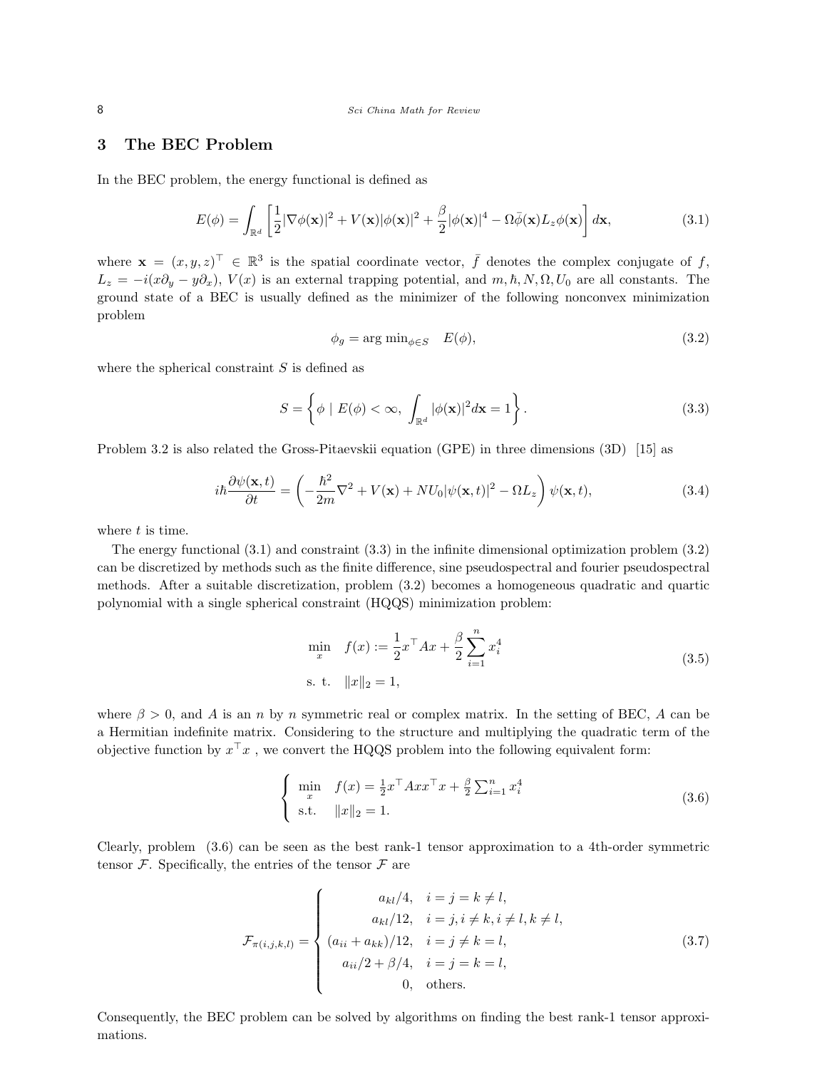## 3 The BEC Problem

In the BEC problem, the energy functional is defined as

$$E(\phi) = \int_{\mathbb{R}^d} \left[ \frac{1}{2} |\nabla \phi(\mathbf{x})|^2 + V(\mathbf{x}) |\phi(\mathbf{x})|^2 + \frac{\beta}{2} |\phi(\mathbf{x})|^4 - \Omega \bar{\phi}(\mathbf{x}) L_z \phi(\mathbf{x}) \right] d\mathbf{x}, \tag{3.1}$$

where $\mathbf{x} = (x, y, z)^\top \in \mathbb{R}^3$ is the spatial coordinate vector, $\bar{f}$ denotes the complex conjugate of $f$, $L_z = -i(x\partial_y - y\partial_x)$, $V(x)$ is an external trapping potential, and $m, \hbar, N, \Omega, U_0$ are all constants. The ground state of a BEC is usually defined as the minimizer of the following nonconvex minimization problem

$$\phi_g = \arg\min_{\phi \in S} \quad E(\phi), \tag{3.2}$$

where the spherical constraint $S$ is defined as

$$S = \left\{ \phi \mid E(\phi) < \infty, \ \int_{\mathbb{R}^d} |\phi(\mathbf{x})|^2 d\mathbf{x} = 1 \right\}. \tag{3.3}$$

Problem 3.2 is also related the Gross-Pitaevskii equation (GPE) in three dimensions (3D) [15] as

$$i\hbar \frac{\partial \psi(\mathbf{x}, t)}{\partial t} = \left( -\frac{\hbar^2}{2m} \nabla^2 + V(\mathbf{x}) + NU_0 |\psi(\mathbf{x}, t)|^2 - \Omega L_z \right) \psi(\mathbf{x}, t), \tag{3.4}$$

where $t$ is time.

The energy functional (3.1) and constraint (3.3) in the infinite dimensional optimization problem (3.2) can be discretized by methods such as the finite difference, sine pseudospectral and fourier pseudospectral methods. After a suitable discretization, problem (3.2) becomes a homogeneous quadratic and quartic polynomial with a single spherical constraint (HQQS) minimization problem:

$$\begin{aligned} \min_x \quad & f(x) := \frac{1}{2} x^\top A x + \frac{\beta}{2} \sum_{i=1}^n x_i^4 \\ \text{s. t.} \quad & \|x\|_2 = 1, \end{aligned} \tag{3.5}$$

where $\beta > 0$, and $A$ is an $n$ by $n$ symmetric real or complex matrix. In the setting of BEC, $A$ can be a Hermitian indefinite matrix. Considering to the structure and multiplying the quadratic term of the objective function by $x^\top x$ , we convert the HQQS problem into the following equivalent form:

$$\begin{cases} \min\limits_x \quad f(x) = \frac{1}{2} x^\top A x x^\top x + \frac{\beta}{2} \sum_{i=1}^n x_i^4 \\ \text{s.t.} \quad \|x\|_2 = 1. \end{cases} \tag{3.6}$$

Clearly, problem (3.6) can be seen as the best rank-1 tensor approximation to a 4th-order symmetric tensor $\mathcal{F}$. Specifically, the entries of the tensor $\mathcal{F}$ are

$$\mathcal{F}_{\pi(i,j,k,l)} = \begin{cases} a_{kl}/4, & i = j = k \neq l, \\ a_{kl}/12, & i = j, i \neq k, i \neq l, k \neq l, \\ (a_{ii} + a_{kk})/12, & i = j \neq k = l, \\ a_{ii}/2 + \beta/4, & i = j = k = l, \\ 0, & \text{others}. \end{cases} \tag{3.7}$$

Consequently, the BEC problem can be solved by algorithms on finding the best rank-1 tensor approximations.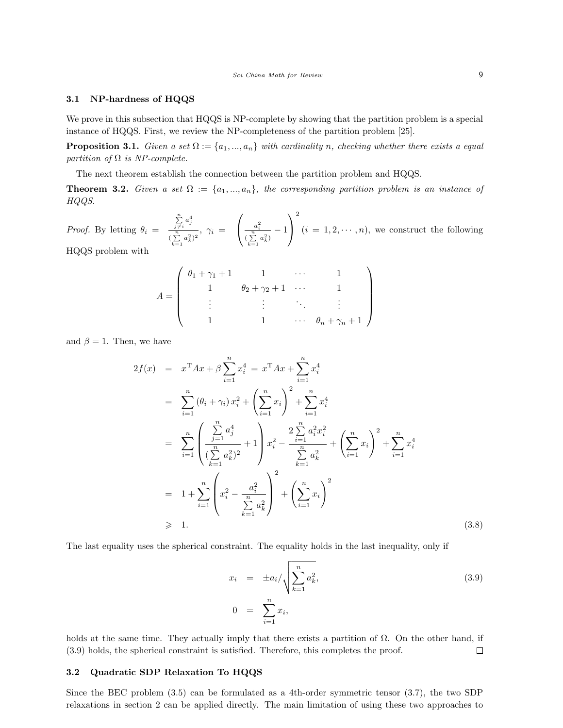### 3.1 NP-hardness of HQQS

We prove in this subsection that HQQS is NP-complete by showing that the partition problem is a special instance of HQQS. First, we review the NP-completeness of the partition problem [25].

**Proposition 3.1.** *Given a set $\Omega := \{a_1, ..., a_n\}$ with cardinality $n$, checking whether there exists a equal partition of $\Omega$ is NP-complete.*

The next theorem establish the connection between the partition problem and HQQS.

**Theorem 3.2.** *Given a set $\Omega := \{a_1, ..., a_n\}$, the corresponding partition problem is an instance of HQQS.*

*Proof.* By letting $\theta_i = \frac{\sum\limits_{j \neq i}^{n} a_j^4}{(\sum\limits_{k=1}^{n} a_k^2)^2}$, $\gamma_i = \left( \frac{a_i^2}{(\sum\limits_{k=1}^{n} a_k^2)} - 1 \right)^2$ $(i = 1, 2, \cdots, n)$, we construct the following HQQS problem with

$$
A = \begin{pmatrix} \theta_1 + \gamma_1 + 1 & 1 & \cdots & 1 \\ 1 & \theta_2 + \gamma_2 + 1 & \cdots & 1 \\ \vdots & \vdots & \ddots & \vdots \\ 1 & 1 & \cdots & \theta_n + \gamma_n + 1 \end{pmatrix}
$$

and $\beta = 1$. Then, we have

$$
\begin{aligned}
2f(x) &= x^{\mathrm{T}} A x + \beta \sum_{i=1}^{n} x_i^4 = x^{\mathrm{T}} A x + \sum_{i=1}^{n} x_i^4 \\
&= \sum_{i=1}^{n} (\theta_i + \gamma_i) x_i^2 + \left( \sum_{i=1}^{n} x_i \right)^2 + \sum_{i=1}^{n} x_i^4 \\
&= \sum_{i=1}^{n} \left( \frac{\sum\limits_{j=1}^{n} a_j^4}{(\sum\limits_{k=1}^{n} a_k^2)^2} + 1 \right) x_i^2 - \frac{2 \sum\limits_{i=1}^{n} a_i^2 x_i^2}{\sum\limits_{k=1}^{n} a_k^2} + \left( \sum_{i=1}^{n} x_i \right)^2 + \sum_{i=1}^{n} x_i^4 \\
&= 1 + \sum_{i=1}^{n} \left( x_i^2 - \frac{a_i^2}{\sum\limits_{k=1}^{n} a_k^2} \right)^2 + \left( \sum_{i=1}^{n} x_i \right)^2 \\
&\geqslant 1.
\end{aligned} \tag{3.8}
$$

The last equality uses the spherical constraint. The equality holds in the last inequality, only if

$$
\begin{aligned}
x_i &= \pm a_i \Big/ \sqrt{\sum_{k=1}^{n} a_k^2}, \\
0 &= \sum_{i=1}^{n} x_i,
\end{aligned} \tag{3.9}
$$

holds at the same time. They actually imply that there exists a partition of $\Omega$. On the other hand, if (3.9) holds, the spherical constraint is satisfied. Therefore, this completes the proof. $\square$

### 3.2 Quadratic SDP Relaxation To HQQS

Since the BEC problem (3.5) can be formulated as a 4th-order symmetric tensor (3.7), the two SDP relaxations in section 2 can be applied directly. The main limitation of using these two approaches to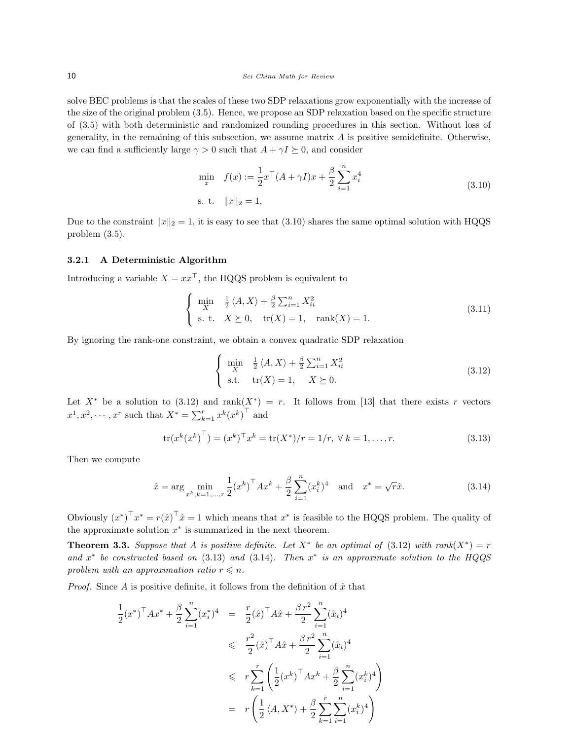solve BEC problems is that the scales of these two SDP relaxations grow exponentially with the increase of the size of the original problem (3.5). Hence, we propose an SDP relaxation based on the specific structure of (3.5) with both deterministic and randomized rounding procedures in this section. Without loss of generality, in the remaining of this subsection, we assume matrix $A$ is positive semidefinite. Otherwise, we can find a sufficiently large $\gamma > 0$ such that $A + \gamma I \succeq 0$, and consider

$$
\begin{aligned}
\min_{x} \quad & f(x) := \frac{1}{2} x^\top (A + \gamma I) x + \frac{\beta}{2} \sum_{i=1}^n x_i^4 \\
\text{s. t.} \quad & \|x\|_2 = 1,
\end{aligned}
\tag{3.10}
$$

Due to the constraint $\|x\|_2 = 1$, it is easy to see that (3.10) shares the same optimal solution with HQQS problem (3.5).

### 3.2.1 A Deterministic Algorithm

Introducing a variable $X = xx^\top$, the HQQS problem is equivalent to

$$
\begin{cases}
\min\limits_{X} & \frac{1}{2} \langle A, X \rangle + \frac{\beta}{2} \sum_{i=1}^n X_{ii}^2 \\
\text{s. t.} & X \succeq 0, \quad \mathrm{tr}(X) = 1, \quad \mathrm{rank}(X) = 1.
\end{cases}
\tag{3.11}
$$

By ignoring the rank-one constraint, we obtain a convex quadratic SDP relaxation

$$
\begin{cases}
\min\limits_{X} & \frac{1}{2} \langle A, X \rangle + \frac{\beta}{2} \sum_{i=1}^n X_{ii}^2 \\
\text{s.t.} & \mathrm{tr}(X) = 1, \quad X \succeq 0.
\end{cases}
\tag{3.12}
$$

Let $X^*$ be a solution to (3.12) and $\mathrm{rank}(X^*) = r$. It follows from [13] that there exists $r$ vectors $x^1, x^2, \cdots, x^r$ such that $X^* = \sum_{k=1}^r x^k (x^k)^\top$ and

$$
\mathrm{tr}(x^k (x^k)^\top) = (x^k)^\top x^k = \mathrm{tr}(X^*)/r = 1/r, \ \forall\, k = 1, \ldots, r. \tag{3.13}
$$

Then we compute

$$
\hat{x} = \arg \min_{x^k, k=1,\ldots,r} \frac{1}{2} (x^k)^\top A x^k + \frac{\beta}{2} \sum_{i=1}^n (x_i^k)^4 \quad \text{and} \quad x^* = \sqrt{r} \hat{x}. \tag{3.14}
$$

Obviously $(x^*)^\top x^* = r (\hat{x})^\top \hat{x} = 1$ which means that $x^*$ is feasible to the HQQS problem. The quality of the approximate solution $x^*$ is summarized in the next theorem.

**Theorem 3.3.** *Suppose that $A$ is positive definite. Let $X^*$ be an optimal of (3.12) with $\mathrm{rank}(X^*) = r$ and $x^*$ be constructed based on (3.13) and (3.14). Then $x^*$ is an approximate solution to the HQQS problem with an approximation ratio $r \leqslant n$.*

*Proof.* Since $A$ is positive definite, it follows from the definition of $\hat{x}$ that

$$
\begin{aligned}
\frac{1}{2} (x^*)^\top A x^* + \frac{\beta}{2} \sum_{i=1}^n (x_i^*)^4 &= \frac{r}{2} (\hat{x})^\top A \hat{x} + \frac{\beta r^2}{2} \sum_{i=1}^n (\hat{x}_i)^4 \\
&\leqslant \frac{r^2}{2} (\hat{x})^\top A \hat{x} + \frac{\beta r^2}{2} \sum_{i=1}^n (\hat{x}_i)^4 \\
&\leqslant r \sum_{k=1}^r \left( \frac{1}{2} (x^k)^\top A x^k + \frac{\beta}{2} \sum_{i=1}^n (x_i^k)^4 \right) \\
&= r \left( \frac{1}{2} \langle A, X^* \rangle + \frac{\beta}{2} \sum_{k=1}^r \sum_{i=1}^n (x_i^k)^4 \right)
\end{aligned}
$$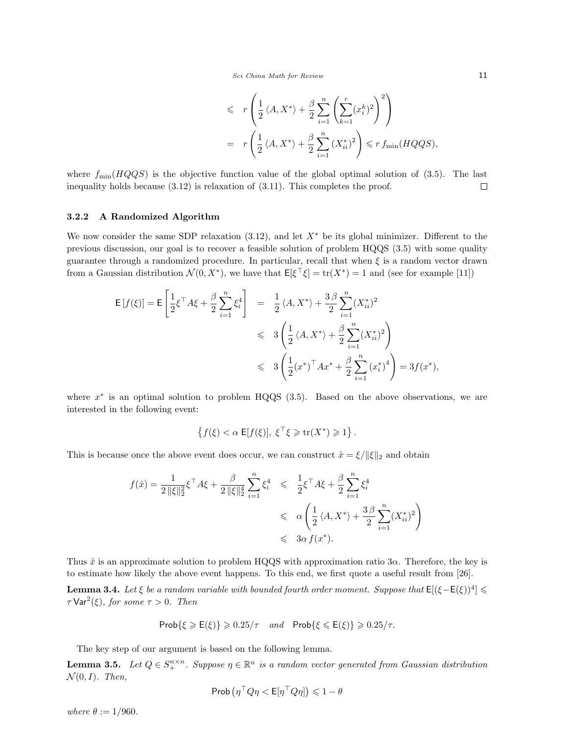$$
\begin{aligned}
&\leqslant\; r\left(\frac{1}{2}\langle A, X^*\rangle + \frac{\beta}{2}\sum_{i=1}^{n}\left(\sum_{k=1}^{r}(x_i^k)^2\right)^2\right) \\
&=\; r\left(\frac{1}{2}\langle A, X^*\rangle + \frac{\beta}{2}\sum_{i=1}^{n}(X_{ii}^*)^2\right) \leqslant r\, f_{\min}(HQQS),
\end{aligned}
$$

where $f_{\min}(HQQS)$ is the objective function value of the global optimal solution of (3.5). The last inequality holds because (3.12) is relaxation of (3.11). This completes the proof. $\square$

### 3.2.2 A Randomized Algorithm

We now consider the same SDP relaxation (3.12), and let $X^*$ be its global minimizer. Different to the previous discussion, our goal is to recover a feasible solution of problem HQQS (3.5) with some quality guarantee through a randomized procedure. In particular, recall that when $\xi$ is a random vector drawn from a Gaussian distribution $\mathcal{N}(0, X^*)$, we have that $\mathsf{E}[\xi^\top\xi] = \mathrm{tr}(X^*) = 1$ and (see for example [11])

$$
\begin{aligned}
\mathsf{E}\left[f(\xi)\right] = \mathsf{E}\left[\frac{1}{2}\xi^\top A\xi + \frac{\beta}{2}\sum_{i=1}^{n}\xi_i^4\right] &= \frac{1}{2}\langle A, X^*\rangle + \frac{3\,\beta}{2}\sum_{i=1}^{n}(X_{ii}^*)^2 \\
&\leqslant 3\left(\frac{1}{2}\langle A, X^*\rangle + \frac{\beta}{2}\sum_{i=1}^{n}(X_{ii}^*)^2\right) \\
&\leqslant 3\left(\frac{1}{2}(x^*)^\top Ax^* + \frac{\beta}{2}\sum_{i=1}^{n}(x_i^*)^4\right) = 3f(x^*),
\end{aligned}
$$

where $x^*$ is an optimal solution to problem HQQS (3.5). Based on the above observations, we are interested in the following event:

$$
\left\{f(\xi) < \alpha\,\mathsf{E}[f(\xi)],\ \xi^\top\xi \geqslant \mathrm{tr}(X^*) \geqslant 1\right\}.
$$

This is because once the above event does occur, we can construct $\hat{x} = \xi/\|\xi\|_2$ and obtain

$$
\begin{aligned}
f(\hat{x}) = \frac{1}{2\,\|\xi\|_2^2}\xi^\top A\xi + \frac{\beta}{2\,\|\xi\|_2^4}\sum_{i=1}^{n}\xi_i^4 &\leqslant \frac{1}{2}\xi^\top A\xi + \frac{\beta}{2}\sum_{i=1}^{n}\xi_i^4 \\
&\leqslant \alpha\left(\frac{1}{2}\langle A, X^*\rangle + \frac{3\,\beta}{2}\sum_{i=1}^{n}(X_{ii}^*)^2\right) \\
&\leqslant 3\alpha\, f(x^*).
\end{aligned}
$$

Thus $\hat{x}$ is an approximate solution to problem HQQS with approximation ratio $3\alpha$. Therefore, the key is to estimate how likely the above event happens. To this end, we first quote a useful result from [26].

**Lemma 3.4.** *Let $\xi$ be a random variable with bounded fourth order moment. Suppose that $\mathsf{E}[(\xi-\mathsf{E}(\xi))^4] \leqslant \tau\,\mathsf{Var}^2(\xi)$, for some $\tau > 0$. Then*

$$
\mathsf{Prob}\{\xi \geqslant \mathsf{E}(\xi)\} \geqslant 0.25/\tau \quad \textit{and} \quad \mathsf{Prob}\{\xi \leqslant \mathsf{E}(\xi)\} \geqslant 0.25/\tau.
$$

The key step of our argument is based on the following lemma.

**Lemma 3.5.** *Let $Q \in S_+^{n\times n}$. Suppose $\eta \in \mathbb{R}^n$ is a random vector generated from Gaussian distribution $\mathcal{N}(0, I)$. Then,*

$$
\mathsf{Prob}\left(\eta^\top Q\eta < \mathsf{E}[\eta^\top Q\eta]\right) \leqslant 1 - \theta
$$

*where $\theta := 1/960$.*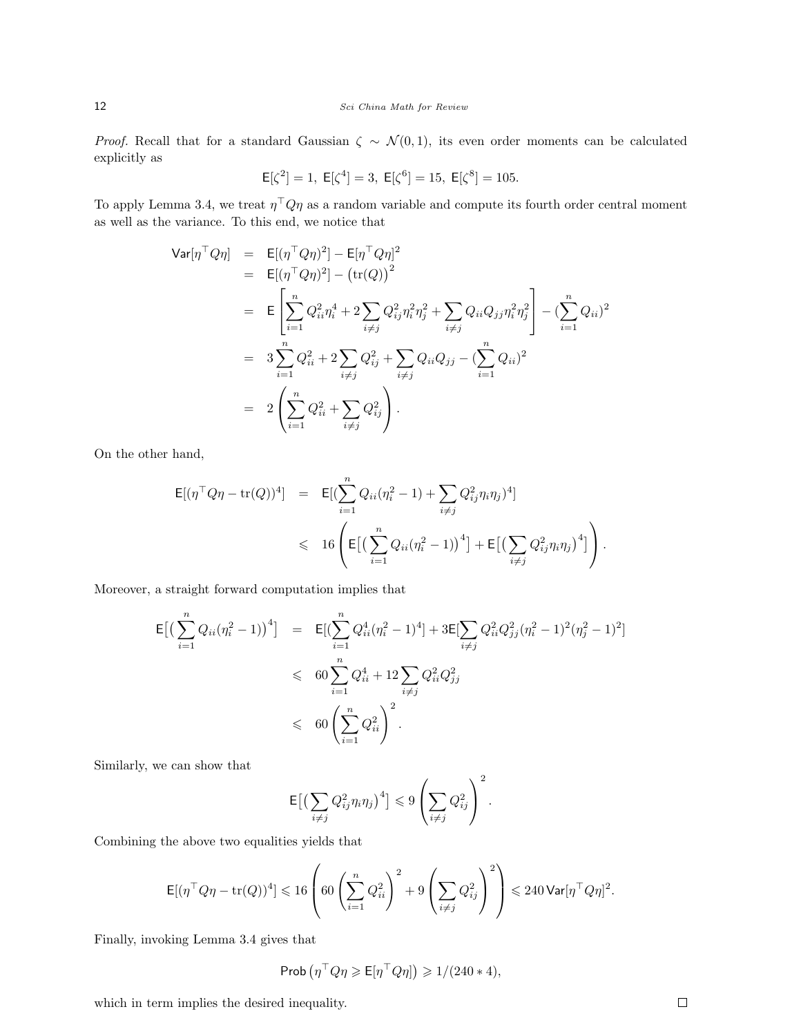*Proof.* Recall that for a standard Gaussian $\zeta \sim \mathcal{N}(0,1)$, its even order moments can be calculated explicitly as

$$\mathsf{E}[\zeta^2] = 1,\ \mathsf{E}[\zeta^4] = 3,\ \mathsf{E}[\zeta^6] = 15,\ \mathsf{E}[\zeta^8] = 105.$$

To apply Lemma 3.4, we treat $\eta^\top Q \eta$ as a random variable and compute its fourth order central moment as well as the variance. To this end, we notice that

$$\begin{aligned}
\mathsf{Var}[\eta^\top Q\eta] &= \mathsf{E}[(\eta^\top Q\eta)^2] - \mathsf{E}[\eta^\top Q\eta]^2 \\
&= \mathsf{E}[(\eta^\top Q\eta)^2] - \big(\mathrm{tr}(Q)\big)^2 \\
&= \mathsf{E}\left[\sum_{i=1}^n Q_{ii}^2\eta_i^4 + 2\sum_{i\neq j} Q_{ij}^2\eta_i^2\eta_j^2 + \sum_{i\neq j} Q_{ii}Q_{jj}\eta_i^2\eta_j^2\right] - (\sum_{i=1}^n Q_{ii})^2 \\
&= 3\sum_{i=1}^n Q_{ii}^2 + 2\sum_{i\neq j} Q_{ij}^2 + \sum_{i\neq j} Q_{ii}Q_{jj} - (\sum_{i=1}^n Q_{ii})^2 \\
&= 2\left(\sum_{i=1}^n Q_{ii}^2 + \sum_{i\neq j} Q_{ij}^2\right).
\end{aligned}$$

On the other hand,

$$\begin{aligned}
\mathsf{E}[(\eta^\top Q\eta - \mathrm{tr}(Q))^4] &= \mathsf{E}[(\sum_{i=1}^n Q_{ii}(\eta_i^2-1) + \sum_{i\neq j} Q_{ij}^2\eta_i\eta_j)^4] \\
&\leqslant 16\left(\mathsf{E}\big[\big(\sum_{i=1}^n Q_{ii}(\eta_i^2-1)\big)^4\big] + \mathsf{E}\big[\big(\sum_{i\neq j} Q_{ij}^2\eta_i\eta_j\big)^4\big]\right).
\end{aligned}$$

Moreover, a straight forward computation implies that

$$\begin{aligned}
\mathsf{E}\big[\big(\sum_{i=1}^n Q_{ii}(\eta_i^2-1)\big)^4\big] &= \mathsf{E}[(\sum_{i=1}^n Q_{ii}^4(\eta_i^2-1)^4] + 3\mathsf{E}[\sum_{i\neq j} Q_{ii}^2Q_{jj}^2(\eta_i^2-1)^2(\eta_j^2-1)^2] \\
&\leqslant 60\sum_{i=1}^n Q_{ii}^4 + 12\sum_{i\neq j} Q_{ii}^2Q_{jj}^2 \\
&\leqslant 60\left(\sum_{i=1}^n Q_{ii}^2\right)^2.
\end{aligned}$$

Similarly, we can show that

$$\mathsf{E}\big[\big(\sum_{i\neq j} Q_{ij}^2\eta_i\eta_j\big)^4\big] \leqslant 9\left(\sum_{i\neq j} Q_{ij}^2\right)^2.$$

Combining the above two equalities yields that

$$\mathsf{E}[(\eta^\top Q\eta - \mathrm{tr}(Q))^4] \leqslant 16\left(60\left(\sum_{i=1}^n Q_{ii}^2\right)^2 + 9\left(\sum_{i\neq j} Q_{ij}^2\right)^2\right) \leqslant 240\,\mathsf{Var}[\eta^\top Q\eta]^2.$$

Finally, invoking Lemma 3.4 gives that

$$\mathsf{Prob}\left(\eta^\top Q\eta \geqslant \mathsf{E}[\eta^\top Q\eta]\right) \geqslant 1/(240 * 4),$$

which in term implies the desired inequality. $\square$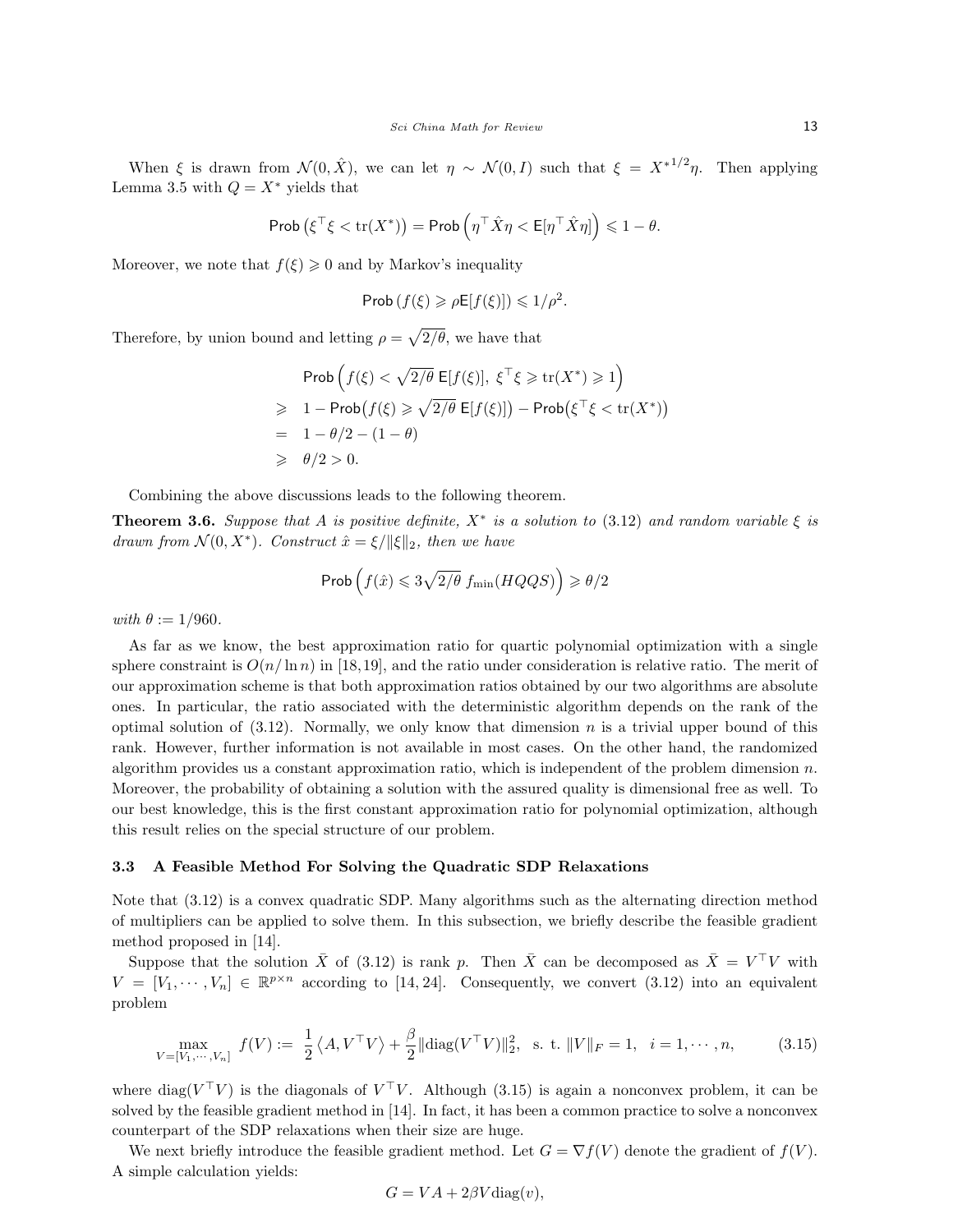When $\xi$ is drawn from $\mathcal{N}(0, \hat{X})$, we can let $\eta \sim \mathcal{N}(0, I)$ such that $\xi = {X^*}^{1/2}\eta$. Then applying Lemma 3.5 with $Q = X^*$ yields that

$$\mathsf{Prob}\left(\xi^\top \xi < \mathrm{tr}(X^*)\right) = \mathsf{Prob}\left(\eta^\top \hat{X}\eta < \mathsf{E}[\eta^\top \hat{X}\eta]\right) \leqslant 1 - \theta.$$

Moreover, we note that $f(\xi) \geqslant 0$ and by Markov's inequality

$$\mathsf{Prob}\left(f(\xi) \geqslant \rho \mathsf{E}[f(\xi)]\right) \leqslant 1/\rho^2.$$

Therefore, by union bound and letting $\rho = \sqrt{2/\theta}$, we have that

$$\begin{aligned}
& \mathsf{Prob}\left(f(\xi) < \sqrt{2/\theta}\ \mathsf{E}[f(\xi)],\ \xi^\top \xi \geqslant \mathrm{tr}(X^*) \geqslant 1\right) \\
\geqslant \ & 1 - \mathsf{Prob}\big(f(\xi) \geqslant \sqrt{2/\theta}\ \mathsf{E}[f(\xi)]\big) - \mathsf{Prob}\big(\xi^\top \xi < \mathrm{tr}(X^*)\big) \\
= \ & 1 - \theta/2 - (1 - \theta) \\
\geqslant \ & \theta/2 > 0.
\end{aligned}$$

Combining the above discussions leads to the following theorem.

**Theorem 3.6.** *Suppose that $A$ is positive definite, $X^*$ is a solution to (3.12) and random variable $\xi$ is drawn from $\mathcal{N}(0, X^*)$. Construct $\hat{x} = \xi/\|\xi\|_2$, then we have*

$$\mathsf{Prob}\left(f(\hat{x}) \leqslant 3\sqrt{2/\theta}\ f_{\min}(HQQS)\right) \geqslant \theta/2$$

*with $\theta := 1/960$.*

As far as we know, the best approximation ratio for quartic polynomial optimization with a single sphere constraint is $O(n/\ln n)$ in [18,19], and the ratio under consideration is relative ratio. The merit of our approximation scheme is that both approximation ratios obtained by our two algorithms are absolute ones. In particular, the ratio associated with the deterministic algorithm depends on the rank of the optimal solution of (3.12). Normally, we only know that dimension $n$ is a trivial upper bound of this rank. However, further information is not available in most cases. On the other hand, the randomized algorithm provides us a constant approximation ratio, which is independent of the problem dimension $n$. Moreover, the probability of obtaining a solution with the assured quality is dimensional free as well. To our best knowledge, this is the first constant approximation ratio for polynomial optimization, although this result relies on the special structure of our problem.

### 3.3 A Feasible Method For Solving the Quadratic SDP Relaxations

Note that (3.12) is a convex quadratic SDP. Many algorithms such as the alternating direction method of multipliers can be applied to solve them. In this subsection, we briefly describe the feasible gradient method proposed in [14].

Suppose that the solution $\bar{X}$ of (3.12) is rank $p$. Then $\bar{X}$ can be decomposed as $\bar{X} = V^\top V$ with $V = [V_1, \cdots, V_n] \in \mathbb{R}^{p\times n}$ according to [14, 24]. Consequently, we convert (3.12) into an equivalent problem

$$\max_{V=[V_1,\cdots,V_n]} \ f(V) := \ \frac{1}{2}\left\langle A, V^\top V\right\rangle + \frac{\beta}{2}\|\mathrm{diag}(V^\top V)\|_2^2, \ \ \text{s. t. } \|V\|_F = 1, \ \ i = 1, \cdots, n, \tag{3.15}$$

where $\mathrm{diag}(V^\top V)$ is the diagonals of $V^\top V$. Although (3.15) is again a nonconvex problem, it can be solved by the feasible gradient method in [14]. In fact, it has been a common practice to solve a nonconvex counterpart of the SDP relaxations when their size are huge.

We next briefly introduce the feasible gradient method. Let $G = \nabla f(V)$ denote the gradient of $f(V)$. A simple calculation yields:

$$G = VA + 2\beta V\,\mathrm{diag}(v),$$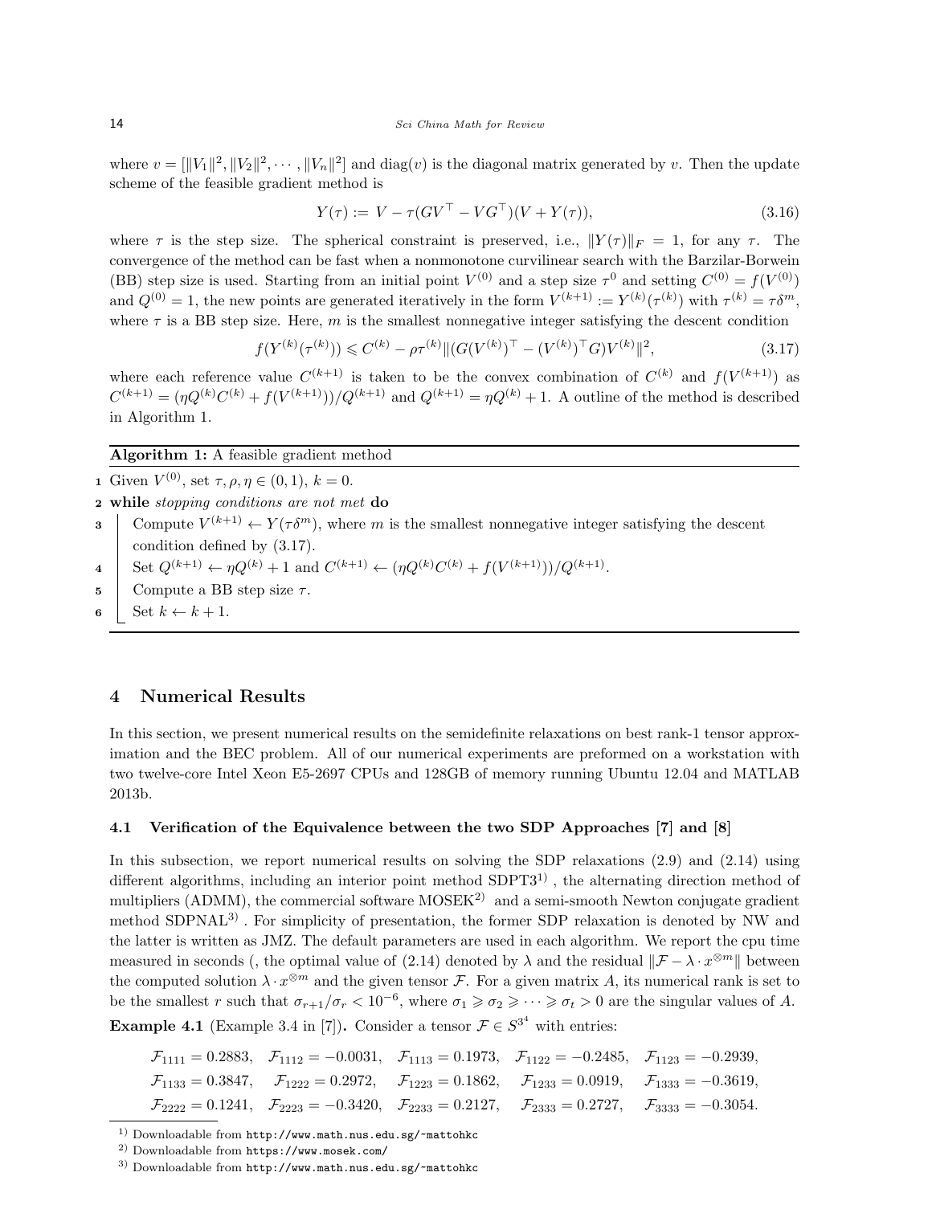where $v = [\|V_1\|^2, \|V_2\|^2, \cdots, \|V_n\|^2]$ and $\mathrm{diag}(v)$ is the diagonal matrix generated by $v$. Then the update scheme of the feasible gradient method is

$$Y(\tau) := V - \tau(GV^\top - VG^\top)(V + Y(\tau)), \tag{3.16}$$

where $\tau$ is the step size. The spherical constraint is preserved, i.e., $\|Y(\tau)\|_F = 1$, for any $\tau$. The convergence of the method can be fast when a nonmonotone curvilinear search with the Barzilar-Borwein (BB) step size is used. Starting from an initial point $V^{(0)}$ and a step size $\tau^0$ and setting $C^{(0)} = f(V^{(0)})$ and $Q^{(0)} = 1$, the new points are generated iteratively in the form $V^{(k+1)} := Y^{(k)}(\tau^{(k)})$ with $\tau^{(k)} = \tau\delta^m$, where $\tau$ is a BB step size. Here, $m$ is the smallest nonnegative integer satisfying the descent condition

$$f(Y^{(k)}(\tau^{(k)})) \leqslant C^{(k)} - \rho\tau^{(k)}\|(G(V^{(k)})^\top - (V^{(k)})^\top G)V^{(k)}\|^2, \tag{3.17}$$

where each reference value $C^{(k+1)}$ is taken to be the convex combination of $C^{(k)}$ and $f(V^{(k+1)})$ as $C^{(k+1)} = (\eta Q^{(k)}C^{(k)} + f(V^{(k+1)}))/Q^{(k+1)}$ and $Q^{(k+1)} = \eta Q^{(k)} + 1$. A outline of the method is described in Algorithm 1.

**Algorithm 1:** A feasible gradient method

1. Given $V^{(0)}$, set $\tau, \rho, \eta \in (0, 1)$, $k = 0$.
2. **while** *stopping conditions are not met* **do**
3. Compute $V^{(k+1)} \leftarrow Y(\tau\delta^m)$, where $m$ is the smallest nonnegative integer satisfying the descent condition defined by (3.17).
4. Set $Q^{(k+1)} \leftarrow \eta Q^{(k)} + 1$ and $C^{(k+1)} \leftarrow (\eta Q^{(k)}C^{(k)} + f(V^{(k+1)}))/Q^{(k+1)}$.
5. Compute a BB step size $\tau$.
6. Set $k \leftarrow k + 1$.

## 4 Numerical Results

In this section, we present numerical results on the semidefinite relaxations on best rank-1 tensor approximation and the BEC problem. All of our numerical experiments are preformed on a workstation with two twelve-core Intel Xeon E5-2697 CPUs and 128GB of memory running Ubuntu 12.04 and MATLAB 2013b.

### 4.1 Verification of the Equivalence between the two SDP Approaches [7] and [8]

In this subsection, we report numerical results on solving the SDP relaxations (2.9) and (2.14) using different algorithms, including an interior point method SDPT3[1) ], the alternating direction method of multipliers (ADMM), the commercial software MOSEK[2)] and a semi-smooth Newton conjugate gradient method SDPNAL[3)] . For simplicity of presentation, the former SDP relaxation is denoted by NW and the latter is written as JMZ. The default parameters are used in each algorithm. We report the cpu time measured in seconds (, the optimal value of (2.14) denoted by $\lambda$ and the residual $\|\mathcal{F} - \lambda \cdot x^{\otimes m}\|$ between the computed solution $\lambda \cdot x^{\otimes m}$ and the given tensor $\mathcal{F}$. For a given matrix $A$, its numerical rank is set to be the smallest $r$ such that $\sigma_{r+1}/\sigma_r < 10^{-6}$, where $\sigma_1 \geqslant \sigma_2 \geqslant \cdots \geqslant \sigma_t > 0$ are the singular values of $A$.

**Example 4.1** (Example 3.4 in [7])**.** Consider a tensor $\mathcal{F} \in S^{3^4}$ with entries:

$$\begin{aligned}
&\mathcal{F}_{1111} = 0.2883, \quad \mathcal{F}_{1112} = -0.0031, \quad \mathcal{F}_{1113} = 0.1973, \quad \mathcal{F}_{1122} = -0.2485, \quad \mathcal{F}_{1123} = -0.2939, \\
&\mathcal{F}_{1133} = 0.3847, \quad \mathcal{F}_{1222} = 0.2972, \quad \mathcal{F}_{1223} = 0.1862, \quad \mathcal{F}_{1233} = 0.0919, \quad \mathcal{F}_{1333} = -0.3619, \\
&\mathcal{F}_{2222} = 0.1241, \quad \mathcal{F}_{2223} = -0.3420, \quad \mathcal{F}_{2233} = 0.2127, \quad \mathcal{F}_{2333} = 0.2727, \quad \mathcal{F}_{3333} = -0.3054.
\end{aligned}$$

---

1) Downloadable from http://www.math.nus.edu.sg/~mattohkc

2) Downloadable from https://www.mosek.com/

3) Downloadable from http://www.math.nus.edu.sg/~mattohkc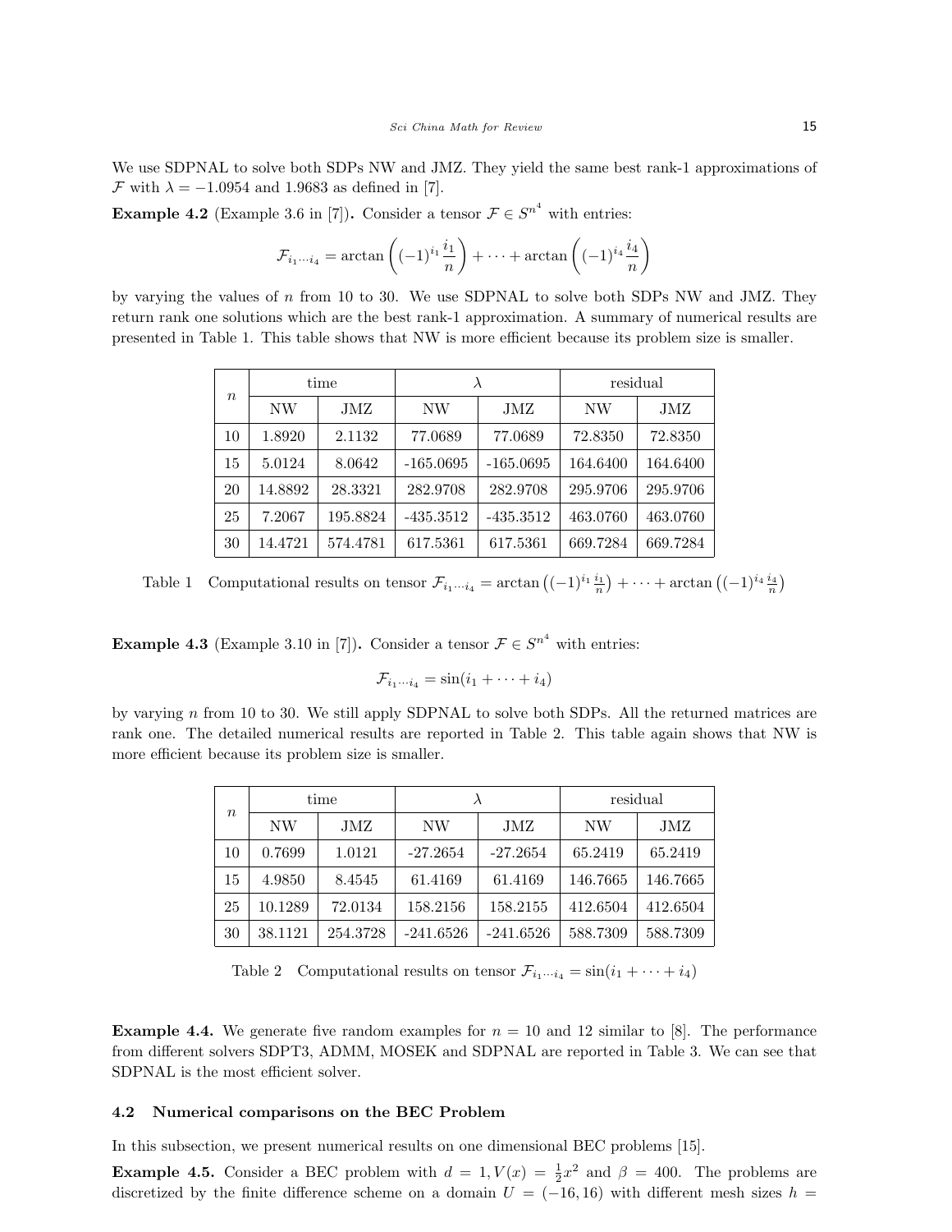We use SDPNAL to solve both SDPs NW and JMZ. They yield the same best rank-1 approximations of $\mathcal{F}$ with $\lambda = -1.0954$ and $1.9683$ as defined in [7].

**Example 4.2** (Example 3.6 in [7])**.** Consider a tensor $\mathcal{F} \in S^{n^4}$ with entries:

$$\mathcal{F}_{i_1 \cdots i_4} = \arctan\left((-1)^{i_1}\frac{i_1}{n}\right) + \cdots + \arctan\left((-1)^{i_4}\frac{i_4}{n}\right)$$

by varying the values of $n$ from 10 to 30. We use SDPNAL to solve both SDPs NW and JMZ. They return rank one solutions which are the best rank-1 approximation. A summary of numerical results are presented in Table 1. This table shows that NW is more efficient because its problem size is smaller.

| $n$ | time | | $\lambda$ | | residual | |
|---|---|---|---|---|---|---|
| | NW | JMZ | NW | JMZ | NW | JMZ |
| 10 | 1.8920 | 2.1132 | 77.0689 | 77.0689 | 72.8350 | 72.8350 |
| 15 | 5.0124 | 8.0642 | -165.0695 | -165.0695 | 164.6400 | 164.6400 |
| 20 | 14.8892 | 28.3321 | 282.9708 | 282.9708 | 295.9706 | 295.9706 |
| 25 | 7.2067 | 195.8824 | -435.3512 | -435.3512 | 463.0760 | 463.0760 |
| 30 | 14.4721 | 574.4781 | 617.5361 | 617.5361 | 669.7284 | 669.7284 |

Table 1 Computational results on tensor $\mathcal{F}_{i_1 \cdots i_4} = \arctan\left((-1)^{i_1}\frac{i_1}{n}\right) + \cdots + \arctan\left((-1)^{i_4}\frac{i_4}{n}\right)$

**Example 4.3** (Example 3.10 in [7])**.** Consider a tensor $\mathcal{F} \in S^{n^4}$ with entries:

$$\mathcal{F}_{i_1 \cdots i_4} = \sin(i_1 + \cdots + i_4)$$

by varying $n$ from 10 to 30. We still apply SDPNAL to solve both SDPs. All the returned matrices are rank one. The detailed numerical results are reported in Table 2. This table again shows that NW is more efficient because its problem size is smaller.

| $n$ | time | | $\lambda$ | | residual | |
|---|---|---|---|---|---|---|
| | NW | JMZ | NW | JMZ | NW | JMZ |
| 10 | 0.7699 | 1.0121 | -27.2654 | -27.2654 | 65.2419 | 65.2419 |
| 15 | 4.9850 | 8.4545 | 61.4169 | 61.4169 | 146.7665 | 146.7665 |
| 25 | 10.1289 | 72.0134 | 158.2156 | 158.2155 | 412.6504 | 412.6504 |
| 30 | 38.1121 | 254.3728 | -241.6526 | -241.6526 | 588.7309 | 588.7309 |

Table 2 Computational results on tensor $\mathcal{F}_{i_1 \cdots i_4} = \sin(i_1 + \cdots + i_4)$

**Example 4.4.** We generate five random examples for $n = 10$ and 12 similar to [8]. The performance from different solvers SDPT3, ADMM, MOSEK and SDPNAL are reported in Table 3. We can see that SDPNAL is the most efficient solver.

### 4.2 Numerical comparisons on the BEC Problem

In this subsection, we present numerical results on one dimensional BEC problems [15].

**Example 4.5.** Consider a BEC problem with $d = 1, V(x) = \frac{1}{2}x^2$ and $\beta = 400$. The problems are discretized by the finite difference scheme on a domain $U = (-16, 16)$ with different mesh sizes $h =$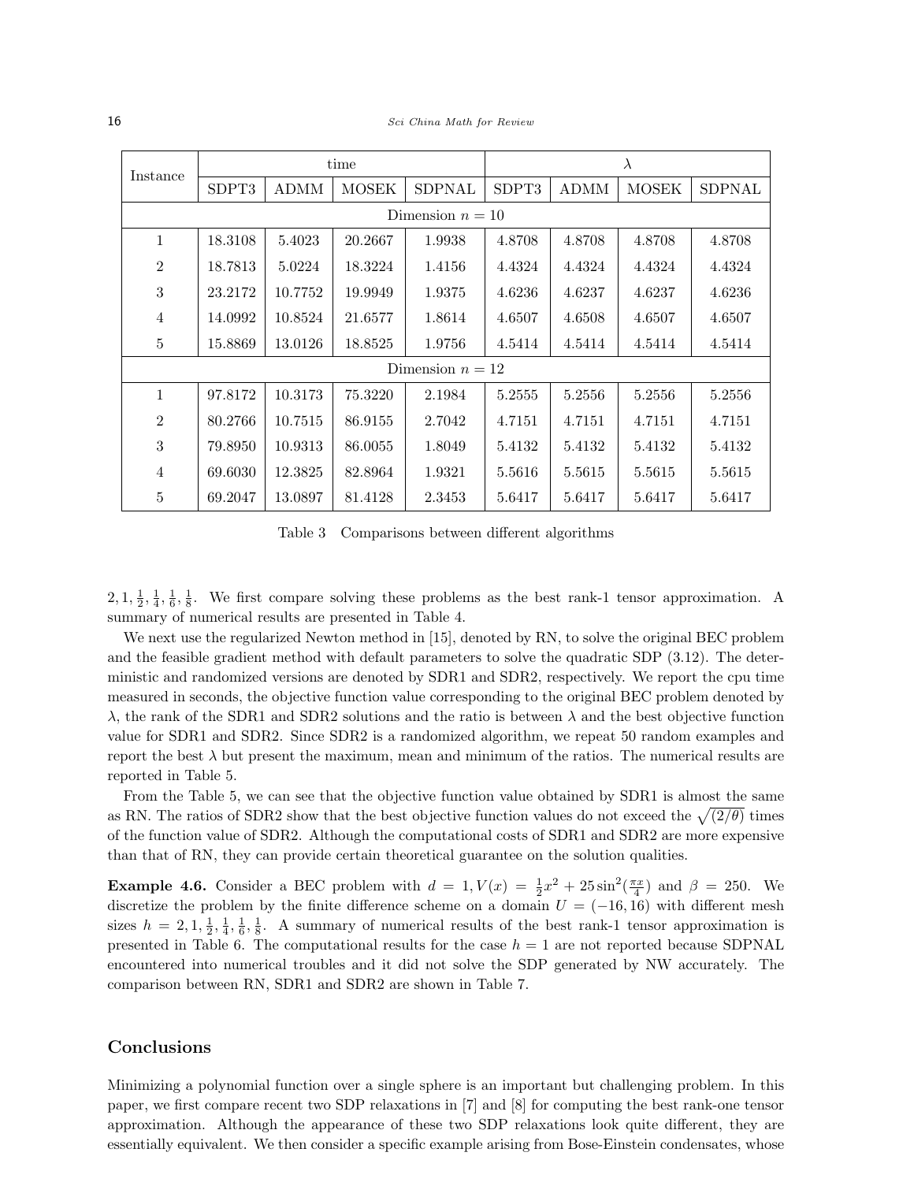| Instance | time | | | | $\lambda$ | | | |
|---|---|---|---|---|---|---|---|---|
| | SDPT3 | ADMM | MOSEK | SDPNAL | SDPT3 | ADMM | MOSEK | SDPNAL |
| Dimension $n = 10$ | | | | | | | | |
| 1 | 18.3108 | 5.4023 | 20.2667 | 1.9938 | 4.8708 | 4.8708 | 4.8708 | 4.8708 |
| 2 | 18.7813 | 5.0224 | 18.3224 | 1.4156 | 4.4324 | 4.4324 | 4.4324 | 4.4324 |
| 3 | 23.2172 | 10.7752 | 19.9949 | 1.9375 | 4.6236 | 4.6237 | 4.6237 | 4.6236 |
| 4 | 14.0992 | 10.8524 | 21.6577 | 1.8614 | 4.6507 | 4.6508 | 4.6507 | 4.6507 |
| 5 | 15.8869 | 13.0126 | 18.8525 | 1.9756 | 4.5414 | 4.5414 | 4.5414 | 4.5414 |
| Dimension $n = 12$ | | | | | | | | |
| 1 | 97.8172 | 10.3173 | 75.3220 | 2.1984 | 5.2555 | 5.2556 | 5.2556 | 5.2556 |
| 2 | 80.2766 | 10.7515 | 86.9155 | 2.7042 | 4.7151 | 4.7151 | 4.7151 | 4.7151 |
| 3 | 79.8950 | 10.9313 | 86.0055 | 1.8049 | 5.4132 | 5.4132 | 5.4132 | 5.4132 |
| 4 | 69.6030 | 12.3825 | 82.8964 | 1.9321 | 5.5616 | 5.5615 | 5.5615 | 5.5615 |
| 5 | 69.2047 | 13.0897 | 81.4128 | 2.3453 | 5.6417 | 5.6417 | 5.6417 | 5.6417 |

Table 3 Comparisons between different algorithms

$2, 1, \frac{1}{2}, \frac{1}{4}, \frac{1}{6}, \frac{1}{8}$. We first compare solving these problems as the best rank-1 tensor approximation. A summary of numerical results are presented in Table 4.

We next use the regularized Newton method in [15], denoted by RN, to solve the original BEC problem and the feasible gradient method with default parameters to solve the quadratic SDP (3.12). The deterministic and randomized versions are denoted by SDR1 and SDR2, respectively. We report the cpu time measured in seconds, the objective function value corresponding to the original BEC problem denoted by $\lambda$, the rank of the SDR1 and SDR2 solutions and the ratio is between $\lambda$ and the best objective function value for SDR1 and SDR2. Since SDR2 is a randomized algorithm, we repeat 50 random examples and report the best $\lambda$ but present the maximum, mean and minimum of the ratios. The numerical results are reported in Table 5.

From the Table 5, we can see that the objective function value obtained by SDR1 is almost the same as RN. The ratios of SDR2 show that the best objective function values do not exceed the $\sqrt{(2/\theta)}$ times of the function value of SDR2. Although the computational costs of SDR1 and SDR2 are more expensive than that of RN, they can provide certain theoretical guarantee on the solution qualities.

**Example 4.6.** Consider a BEC problem with $d = 1, V(x) = \frac{1}{2}x^2 + 25\sin^2(\frac{\pi x}{4})$ and $\beta = 250$. We discretize the problem by the finite difference scheme on a domain $U = (-16, 16)$ with different mesh sizes $h = 2, 1, \frac{1}{2}, \frac{1}{4}, \frac{1}{6}, \frac{1}{8}$. A summary of numerical results of the best rank-1 tensor approximation is presented in Table 6. The computational results for the case $h = 1$ are not reported because SDPNAL encountered into numerical troubles and it did not solve the SDP generated by NW accurately. The comparison between RN, SDR1 and SDR2 are shown in Table 7.

## Conclusions

Minimizing a polynomial function over a single sphere is an important but challenging problem. In this paper, we first compare recent two SDP relaxations in [7] and [8] for computing the best rank-one tensor approximation. Although the appearance of these two SDP relaxations look quite different, they are essentially equivalent. We then consider a specific example arising from Bose-Einstein condensates, whose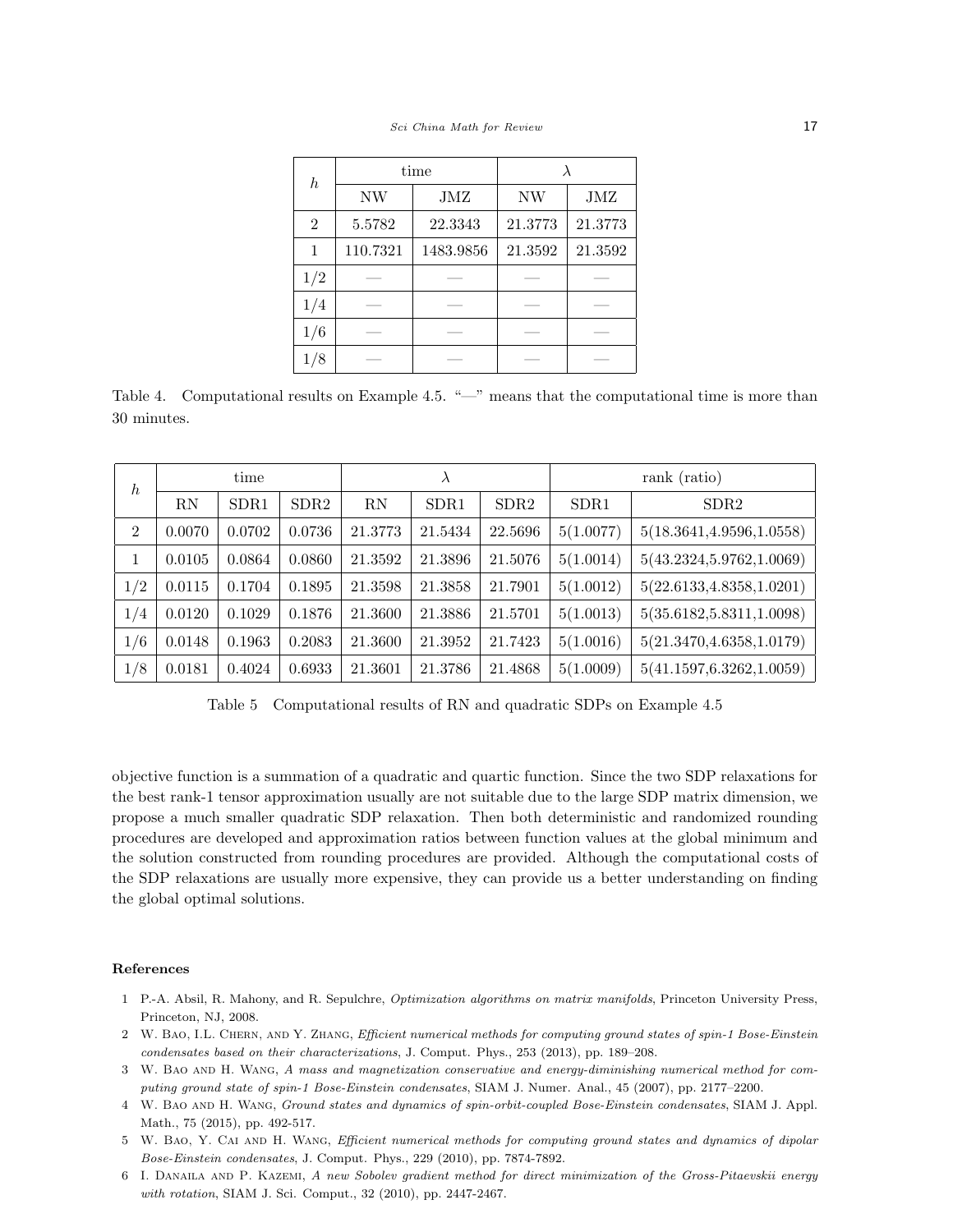| $h$ | time | | $\lambda$ | |
|---|---|---|---|---|
| | NW | JMZ | NW | JMZ |
| 2 | 5.5782 | 22.3343 | 21.3773 | 21.3773 |
| 1 | 110.7321 | 1483.9856 | 21.3592 | 21.3592 |
| 1/2 | — | — | — | — |
| 1/4 | — | — | — | — |
| 1/6 | — | — | — | — |
| 1/8 | — | — | — | — |

Table 4. Computational results on Example 4.5. "—" means that the computational time is more than 30 minutes.

| $h$ | time | | | $\lambda$ | | | rank (ratio) | |
|---|---|---|---|---|---|---|---|---|
| | RN | SDR1 | SDR2 | RN | SDR1 | SDR2 | SDR1 | SDR2 |
| 2 | 0.0070 | 0.0702 | 0.0736 | 21.3773 | 21.5434 | 22.5696 | 5(1.0077) | 5(18.3641,4.9596,1.0558) |
| 1 | 0.0105 | 0.0864 | 0.0860 | 21.3592 | 21.3896 | 21.5076 | 5(1.0014) | 5(43.2324,5.9762,1.0069) |
| 1/2 | 0.0115 | 0.1704 | 0.1895 | 21.3598 | 21.3858 | 21.7901 | 5(1.0012) | 5(22.6133,4.8358,1.0201) |
| 1/4 | 0.0120 | 0.1029 | 0.1876 | 21.3600 | 21.3886 | 21.5701 | 5(1.0013) | 5(35.6182,5.8311,1.0098) |
| 1/6 | 0.0148 | 0.1963 | 0.2083 | 21.3600 | 21.3952 | 21.7423 | 5(1.0016) | 5(21.3470,4.6358,1.0179) |
| 1/8 | 0.0181 | 0.4024 | 0.6933 | 21.3601 | 21.3786 | 21.4868 | 5(1.0009) | 5(41.1597,6.3262,1.0059) |

Table 5 Computational results of RN and quadratic SDPs on Example 4.5

objective function is a summation of a quadratic and quartic function. Since the two SDP relaxations for the best rank-1 tensor approximation usually are not suitable due to the large SDP matrix dimension, we propose a much smaller quadratic SDP relaxation. Then both deterministic and randomized rounding procedures are developed and approximation ratios between function values at the global minimum and the solution constructed from rounding procedures are provided. Although the computational costs of the SDP relaxations are usually more expensive, they can provide us a better understanding on finding the global optimal solutions.

## References

1 P.-A. Absil, R. Mahony, and R. Sepulchre, *Optimization algorithms on matrix manifolds*, Princeton University Press, Princeton, NJ, 2008.

2 W. Bao, I.L. Chern, and Y. Zhang, *Efficient numerical methods for computing ground states of spin-1 Bose-Einstein condensates based on their characterizations*, J. Comput. Phys., 253 (2013), pp. 189–208.

3 W. Bao and H. Wang, *A mass and magnetization conservative and energy-diminishing numerical method for computing ground state of spin-1 Bose-Einstein condensates*, SIAM J. Numer. Anal., 45 (2007), pp. 2177–2200.

4 W. Bao and H. Wang, *Ground states and dynamics of spin-orbit-coupled Bose-Einstein condensates*, SIAM J. Appl. Math., 75 (2015), pp. 492-517.

5 W. Bao, Y. Cai and H. Wang, *Efficient numerical methods for computing ground states and dynamics of dipolar Bose-Einstein condensates*, J. Comput. Phys., 229 (2010), pp. 7874-7892.

6 I. Danaila and P. Kazemi, *A new Sobolev gradient method for direct minimization of the Gross-Pitaevskii energy with rotation*, SIAM J. Sci. Comput., 32 (2010), pp. 2447-2467.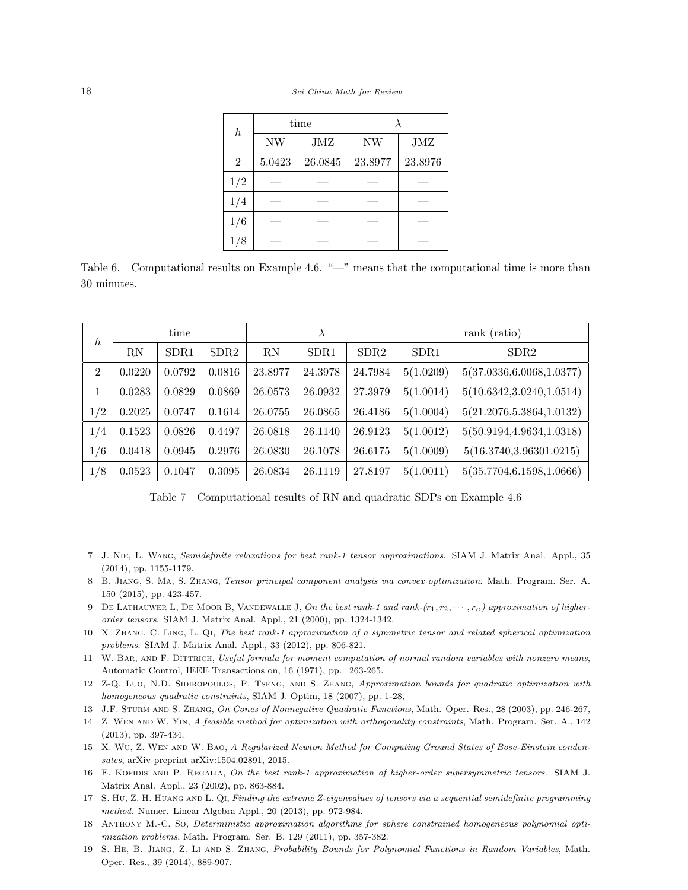| $h$ | time | | $\lambda$ | |
|---|---|---|---|---|
| | NW | JMZ | NW | JMZ |
| 2 | 5.0423 | 26.0845 | 23.8977 | 23.8976 |
| 1/2 | — | — | — | — |
| 1/4 | — | — | — | — |
| 1/6 | — | — | — | — |
| 1/8 | — | — | — | — |

Table 6. Computational results on Example 4.6. "—" means that the computational time is more than 30 minutes.

| $h$ | time | | | $\lambda$ | | | rank (ratio) | |
|---|---|---|---|---|---|---|---|---|
| | RN | SDR1 | SDR2 | RN | SDR1 | SDR2 | SDR1 | SDR2 |
| 2 | 0.0220 | 0.0792 | 0.0816 | 23.8977 | 24.3978 | 24.7984 | 5(1.0209) | 5(37.0336,6.0068,1.0377) |
| 1 | 0.0283 | 0.0829 | 0.0869 | 26.0573 | 26.0932 | 27.3979 | 5(1.0014) | 5(10.6342,3.0240,1.0514) |
| 1/2 | 0.2025 | 0.0747 | 0.1614 | 26.0755 | 26.0865 | 26.4186 | 5(1.0004) | 5(21.2076,5.3864,1.0132) |
| 1/4 | 0.1523 | 0.0826 | 0.4497 | 26.0818 | 26.1140 | 26.9123 | 5(1.0012) | 5(50.9194,4.9634,1.0318) |
| 1/6 | 0.0418 | 0.0945 | 0.2976 | 26.0830 | 26.1078 | 26.6175 | 5(1.0009) | 5(16.3740,3.96301.0215) |
| 1/8 | 0.0523 | 0.1047 | 0.3095 | 26.0834 | 26.1119 | 27.8197 | 5(1.0011) | 5(35.7704,6.1598,1.0666) |

Table 7 Computational results of RN and quadratic SDPs on Example 4.6

7 J. Nie, L. Wang, *Semidefinite relaxations for best rank-1 tensor approximations*. SIAM J. Matrix Anal. Appl., 35 (2014), pp. 1155-1179.

8 B. Jiang, S. Ma, S. Zhang, *Tensor principal component analysis via convex optimization*. Math. Program. Ser. A. 150 (2015), pp. 423-457.

9 De Lathauwer L, De Moor B, Vandewalle J, *On the best rank-1 and rank-$(r_1, r_2, \cdots, r_n)$ approximation of higher-order tensors*. SIAM J. Matrix Anal. Appl., 21 (2000), pp. 1324-1342.

10 X. Zhang, C. Ling, L. Qi, *The best rank-1 approximation of a symmetric tensor and related spherical optimization problems*. SIAM J. Matrix Anal. Appl., 33 (2012), pp. 806-821.

11 W. Bar, and F. Dittrich, *Useful formula for moment computation of normal random variables with nonzero means*, Automatic Control, IEEE Transactions on, 16 (1971), pp. 263-265.

12 Z-Q. Luo, N.D. Sidiropoulos, P. Tseng, and S. Zhang, *Approximation bounds for quadratic optimization with homogeneous quadratic constraints*, SIAM J. Optim, 18 (2007), pp. 1-28,

13 J.F. Sturm and S. Zhang, *On Cones of Nonnegative Quadratic Functions*, Math. Oper. Res., 28 (2003), pp. 246-267,

14 Z. Wen and W. Yin, *A feasible method for optimization with orthogonality constraints*, Math. Program. Ser. A., 142 (2013), pp. 397-434.

15 X. Wu, Z. Wen and W. Bao, *A Regularized Newton Method for Computing Ground States of Bose-Einstein condensates*, arXiv preprint arXiv:1504.02891, 2015.

16 E. Kofidis and P. Regalia, *On the best rank-1 approximation of higher-order supersymmetric tensors*. SIAM J. Matrix Anal. Appl., 23 (2002), pp. 863-884.

17 S. Hu, Z. H. Huang and L. Qi, *Finding the extreme Z-eigenvalues of tensors via a sequential semidefinite programming method*. Numer. Linear Algebra Appl., 20 (2013), pp. 972-984.

18 Anthony M.-C. So, *Deterministic approximation algorithms for sphere constrained homogeneous polynomial optimization problems*, Math. Program. Ser. B, 129 (2011), pp. 357-382.

19 S. He, B. Jiang, Z. Li and S. Zhang, *Probability Bounds for Polynomial Functions in Random Variables*, Math. Oper. Res., 39 (2014), 889-907.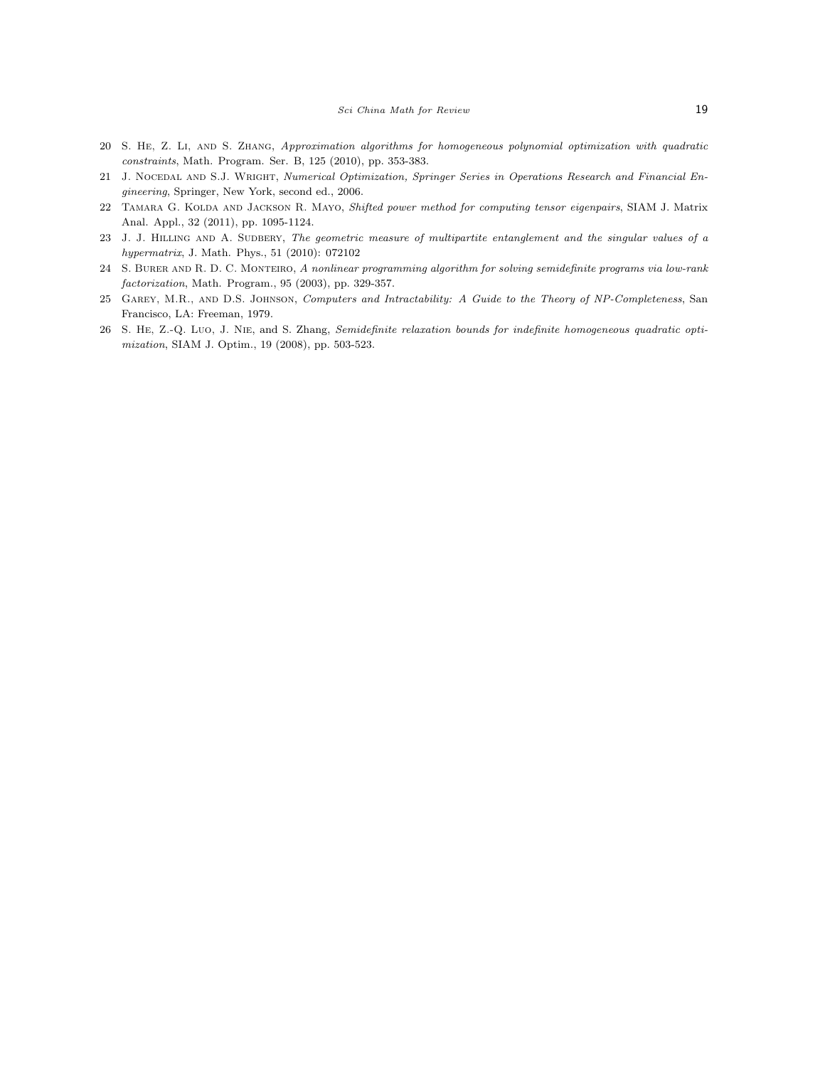20 S. He, Z. Li, and S. Zhang, *Approximation algorithms for homogeneous polynomial optimization with quadratic constraints*, Math. Program. Ser. B, 125 (2010), pp. 353-383.

21 J. Nocedal and S.J. Wright, *Numerical Optimization, Springer Series in Operations Research and Financial Engineering*, Springer, New York, second ed., 2006.

22 Tamara G. Kolda and Jackson R. Mayo, *Shifted power method for computing tensor eigenpairs*, SIAM J. Matrix Anal. Appl., 32 (2011), pp. 1095-1124.

23 J. J. Hilling and A. Sudbery, *The geometric measure of multipartite entanglement and the singular values of a hypermatrix*, J. Math. Phys., 51 (2010): 072102

24 S. Burer and R. D. C. Monteiro, *A nonlinear programming algorithm for solving semidefinite programs via low-rank factorization*, Math. Program., 95 (2003), pp. 329-357.

25 Garey, M.R., and D.S. Johnson, *Computers and Intractability: A Guide to the Theory of NP-Completeness*, San Francisco, LA: Freeman, 1979.

26 S. He, Z.-Q. Luo, J. Nie, and S. Zhang, *Semidefinite relaxation bounds for indefinite homogeneous quadratic optimization*, SIAM J. Optim., 19 (2008), pp. 503-523.